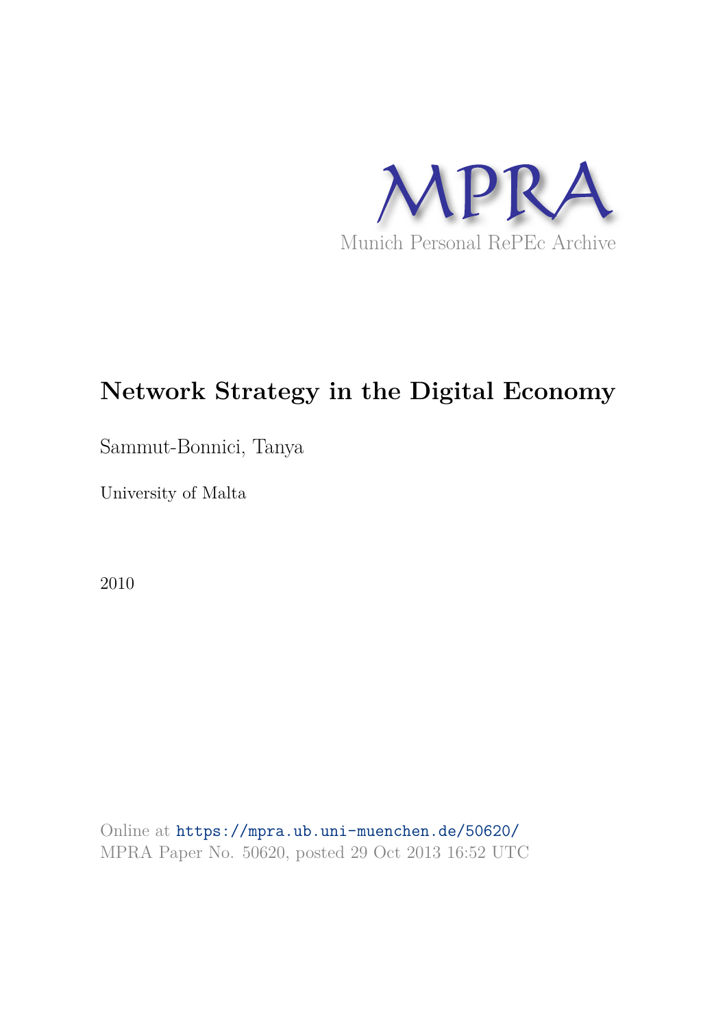MPRA

Munich Personal RePEc Archive

# Network Strategy in the Digital Economy

Sammut-Bonnici, Tanya

University of Malta

2010

Online at https://mpra.ub.uni-muenchen.de/50620/
MPRA Paper No. 50620, posted 29 Oct 2013 16:52 UTC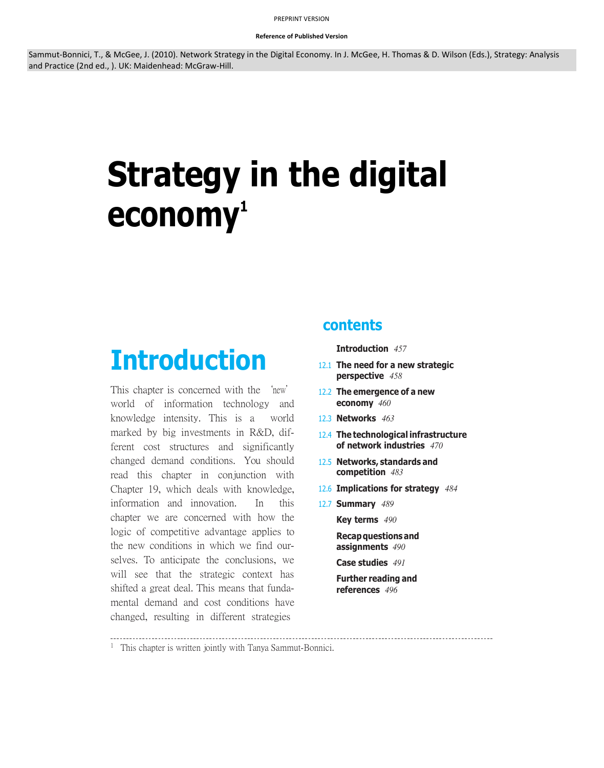PREPRINT VERSION

**Reference of Published Version**

Sammut-Bonnici, T., & McGee, J. (2010). Network Strategy in the Digital Economy. In J. McGee, H. Thomas & D. Wilson (Eds.), Strategy: Analysis and Practice (2nd ed., ). UK: Maidenhead: McGraw-Hill.

# Strategy in the digital economy[1]

## contents

- **Introduction** *457*
- 12.1 **The need for a new strategic perspective** *458*
- 12.2 **The emergence of a new economy** *460*
- 12.3 **Networks** *463*
- 12.4 **The technological infrastructure of network industries** *470*
- 12.5 **Networks, standards and competition** *483*
- 12.6 **Implications for strategy** *484*
- 12.7 **Summary** *489*
- **Key terms** *490*
- **Recap questions and assignments** *490*
- **Case studies** *491*
- **Further reading and references** *496*

## Introduction

This chapter is concerned with the 'new' world of information technology and knowledge intensity. This is a world marked by big investments in R&D, different cost structures and significantly changed demand conditions. You should read this chapter in conjunction with Chapter 19, which deals with knowledge, information and innovation. In this chapter we are concerned with how the logic of competitive advantage applies to the new conditions in which we find ourselves. To anticipate the conclusions, we will see that the strategic context has shifted a great deal. This means that fundamental demand and cost conditions have changed, resulting in different strategies

---

[1] This chapter is written jointly with Tanya Sammut-Bonnici.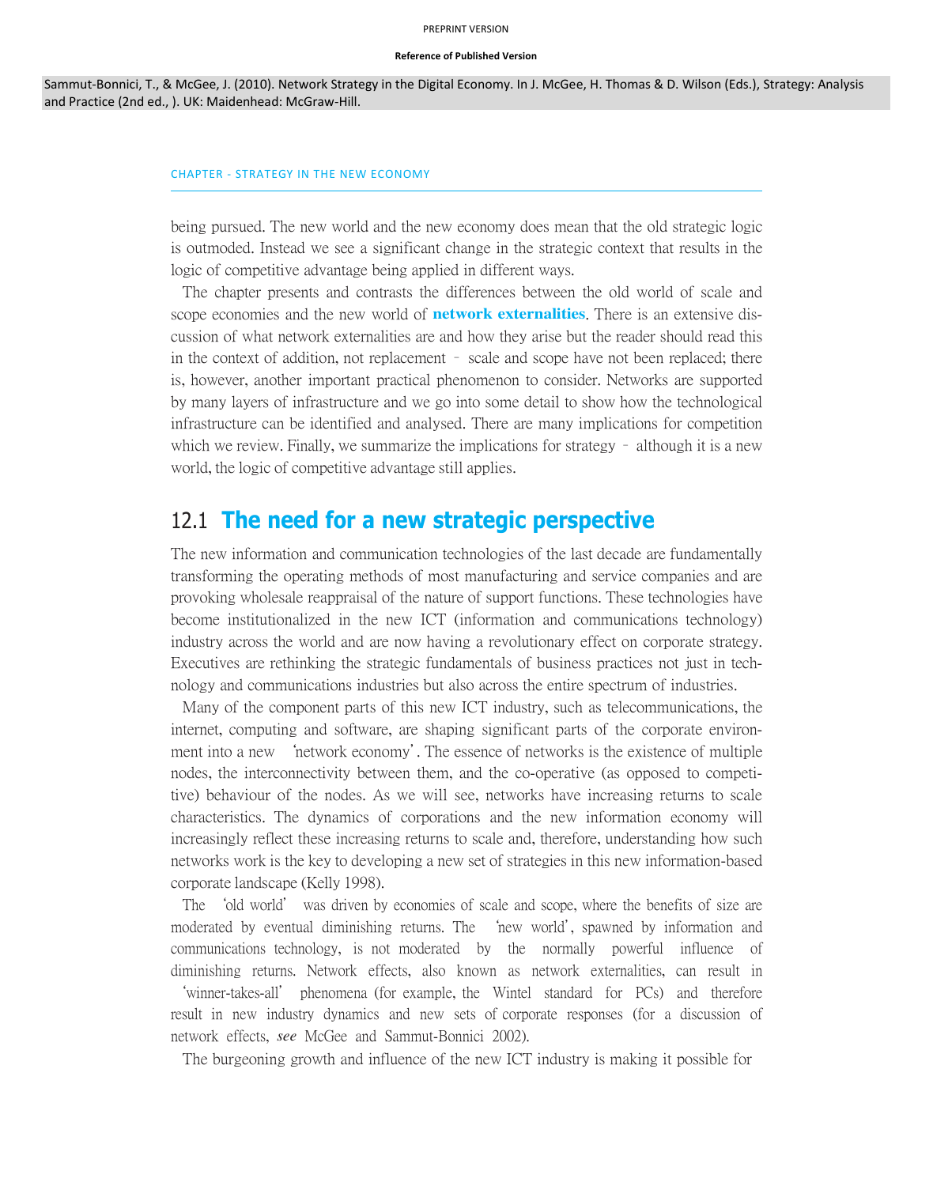being pursued. The new world and the new economy does mean that the old strategic logic is outmoded. Instead we see a significant change in the strategic context that results in the logic of competitive advantage being applied in different ways.

The chapter presents and contrasts the differences between the old world of scale and scope economies and the new world of **network externalities**. There is an extensive discussion of what network externalities are and how they arise but the reader should read this in the context of addition, not replacement – scale and scope have not been replaced; there is, however, another important practical phenomenon to consider. Networks are supported by many layers of infrastructure and we go into some detail to show how the technological infrastructure can be identified and analysed. There are many implications for competition which we review. Finally, we summarize the implications for strategy – although it is a new world, the logic of competitive advantage still applies.

## 12.1 The need for a new strategic perspective

The new information and communication technologies of the last decade are fundamentally transforming the operating methods of most manufacturing and service companies and are provoking wholesale reappraisal of the nature of support functions. These technologies have become institutionalized in the new ICT (information and communications technology) industry across the world and are now having a revolutionary effect on corporate strategy. Executives are rethinking the strategic fundamentals of business practices not just in technology and communications industries but also across the entire spectrum of industries.

Many of the component parts of this new ICT industry, such as telecommunications, the internet, computing and software, are shaping significant parts of the corporate environment into a new 'network economy'. The essence of networks is the existence of multiple nodes, the interconnectivity between them, and the co-operative (as opposed to competitive) behaviour of the nodes. As we will see, networks have increasing returns to scale characteristics. The dynamics of corporations and the new information economy will increasingly reflect these increasing returns to scale and, therefore, understanding how such networks work is the key to developing a new set of strategies in this new information-based corporate landscape (Kelly 1998).

The 'old world' was driven by economies of scale and scope, where the benefits of size are moderated by eventual diminishing returns. The 'new world', spawned by information and communications technology, is not moderated by the normally powerful influence of diminishing returns. Network effects, also known as network externalities, can result in 'winner-takes-all' phenomena (for example, the Wintel standard for PCs) and therefore result in new industry dynamics and new sets of corporate responses (for a discussion of network effects, ***see*** McGee and Sammut-Bonnici 2002).

The burgeoning growth and influence of the new ICT industry is making it possible for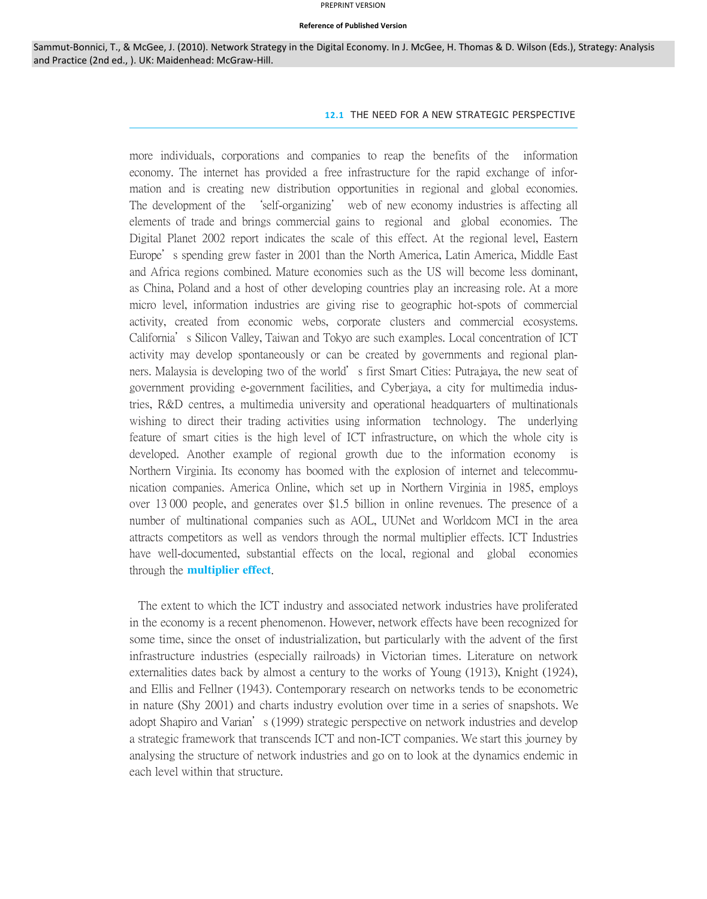PREPRINT VERSION

**Reference of Published Version**

Sammut-Bonnici, T., & McGee, J. (2010). Network Strategy in the Digital Economy. In J. McGee, H. Thomas & D. Wilson (Eds.), Strategy: Analysis and Practice (2nd ed., ). UK: Maidenhead: McGraw-Hill.

more individuals, corporations and companies to reap the benefits of the information economy. The internet has provided a free infrastructure for the rapid exchange of information and is creating new distribution opportunities in regional and global economies. The development of the 'self-organizing' web of new economy industries is affecting all elements of trade and brings commercial gains to regional and global economies. The Digital Planet 2002 report indicates the scale of this effect. At the regional level, Eastern Europe's spending grew faster in 2001 than the North America, Latin America, Middle East and Africa regions combined. Mature economies such as the US will become less dominant, as China, Poland and a host of other developing countries play an increasing role. At a more micro level, information industries are giving rise to geographic hot-spots of commercial activity, created from economic webs, corporate clusters and commercial ecosystems. California's Silicon Valley, Taiwan and Tokyo are such examples. Local concentration of ICT activity may develop spontaneously or can be created by governments and regional planners. Malaysia is developing two of the world's first Smart Cities: Putrajaya, the new seat of government providing e-government facilities, and Cyberjaya, a city for multimedia industries, R&D centres, a multimedia university and operational headquarters of multinationals wishing to direct their trading activities using information technology. The underlying feature of smart cities is the high level of ICT infrastructure, on which the whole city is developed. Another example of regional growth due to the information economy is Northern Virginia. Its economy has boomed with the explosion of internet and telecommunication companies. America Online, which set up in Northern Virginia in 1985, employs over 13 000 people, and generates over $1.5 billion in online revenues. The presence of a number of multinational companies such as AOL, UUNet and Worldcom MCI in the area attracts competitors as well as vendors through the normal multiplier effects. ICT Industries have well-documented, substantial effects on the local, regional and global economies through the **multiplier effect**.

The extent to which the ICT industry and associated network industries have proliferated in the economy is a recent phenomenon. However, network effects have been recognized for some time, since the onset of industrialization, but particularly with the advent of the first infrastructure industries (especially railroads) in Victorian times. Literature on network externalities dates back by almost a century to the works of Young (1913), Knight (1924), and Ellis and Fellner (1943). Contemporary research on networks tends to be econometric in nature (Shy 2001) and charts industry evolution over time in a series of snapshots. We adopt Shapiro and Varian's (1999) strategic perspective on network industries and develop a strategic framework that transcends ICT and non-ICT companies. We start this journey by analysing the structure of network industries and go on to look at the dynamics endemic in each level within that structure.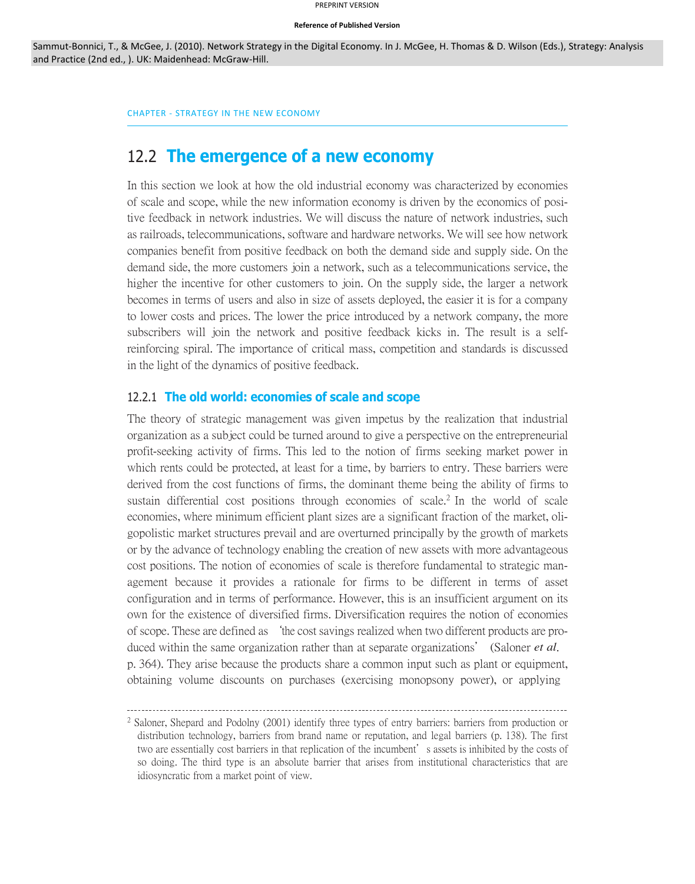PREPRINT VERSION

**Reference of Published Version**

Sammut-Bonnici, T., & McGee, J. (2010). Network Strategy in the Digital Economy. In J. McGee, H. Thomas & D. Wilson (Eds.), Strategy: Analysis and Practice (2nd ed., ). UK: Maidenhead: McGraw-Hill.

## 12.2 The emergence of a new economy

In this section we look at how the old industrial economy was characterized by economies of scale and scope, while the new information economy is driven by the economics of positive feedback in network industries. We will discuss the nature of network industries, such as railroads, telecommunications, software and hardware networks. We will see how network companies benefit from positive feedback on both the demand side and supply side. On the demand side, the more customers join a network, such as a telecommunications service, the higher the incentive for other customers to join. On the supply side, the larger a network becomes in terms of users and also in size of assets deployed, the easier it is for a company to lower costs and prices. The lower the price introduced by a network company, the more subscribers will join the network and positive feedback kicks in. The result is a self-reinforcing spiral. The importance of critical mass, competition and standards is discussed in the light of the dynamics of positive feedback.

### 12.2.1 The old world: economies of scale and scope

The theory of strategic management was given impetus by the realization that industrial organization as a subject could be turned around to give a perspective on the entrepreneurial profit-seeking activity of firms. This led to the notion of firms seeking market power in which rents could be protected, at least for a time, by barriers to entry. These barriers were derived from the cost functions of firms, the dominant theme being the ability of firms to sustain differential cost positions through economies of scale.[2] In the world of scale economies, where minimum efficient plant sizes are a significant fraction of the market, oligopolistic market structures prevail and are overturned principally by the growth of markets or by the advance of technology enabling the creation of new assets with more advantageous cost positions. The notion of economies of scale is therefore fundamental to strategic management because it provides a rationale for firms to be different in terms of asset configuration and in terms of performance. However, this is an insufficient argument on its own for the existence of diversified firms. Diversification requires the notion of economies of scope. These are defined as 'the cost savings realized when two different products are produced within the same organization rather than at separate organizations' (Saloner *et al.* p. 364). They arise because the products share a common input such as plant or equipment, obtaining volume discounts on purchases (exercising monopsony power), or applying

---

[2] Saloner, Shepard and Podolny (2001) identify three types of entry barriers: barriers from production or distribution technology, barriers from brand name or reputation, and legal barriers (p. 138). The first two are essentially cost barriers in that replication of the incumbent's assets is inhibited by the costs of so doing. The third type is an absolute barrier that arises from institutional characteristics that are idiosyncratic from a market point of view.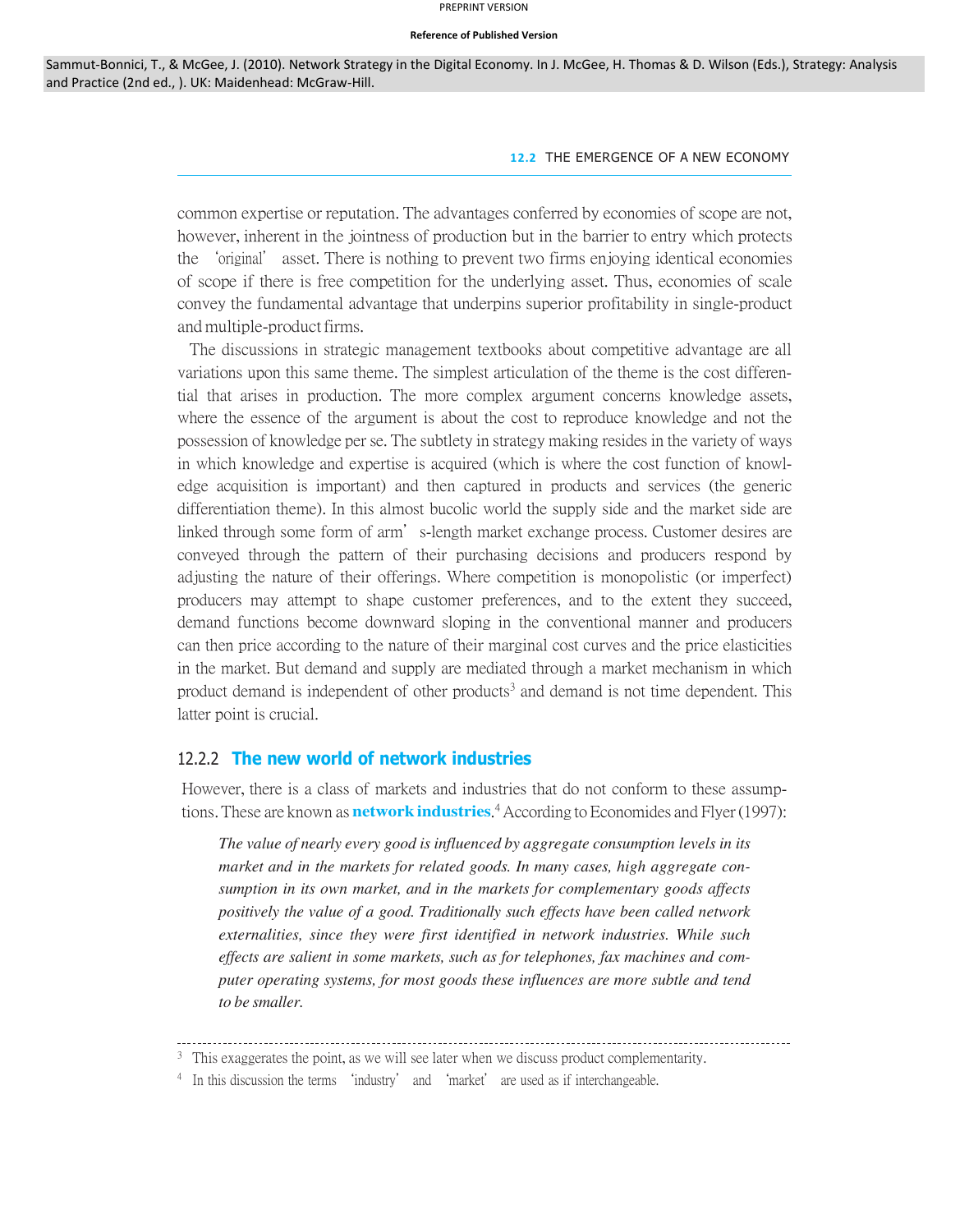common expertise or reputation. The advantages conferred by economies of scope are not, however, inherent in the jointness of production but in the barrier to entry which protects the 'original' asset. There is nothing to prevent two firms enjoying identical economies of scope if there is free competition for the underlying asset. Thus, economies of scale convey the fundamental advantage that underpins superior profitability in single-product and multiple-product firms.

The discussions in strategic management textbooks about competitive advantage are all variations upon this same theme. The simplest articulation of the theme is the cost differential that arises in production. The more complex argument concerns knowledge assets, where the essence of the argument is about the cost to reproduce knowledge and not the possession of knowledge per se. The subtlety in strategy making resides in the variety of ways in which knowledge and expertise is acquired (which is where the cost function of knowledge acquisition is important) and then captured in products and services (the generic differentiation theme). In this almost bucolic world the supply side and the market side are linked through some form of arm's-length market exchange process. Customer desires are conveyed through the pattern of their purchasing decisions and producers respond by adjusting the nature of their offerings. Where competition is monopolistic (or imperfect) producers may attempt to shape customer preferences, and to the extent they succeed, demand functions become downward sloping in the conventional manner and producers can then price according to the nature of their marginal cost curves and the price elasticities in the market. But demand and supply are mediated through a market mechanism in which product demand is independent of other products[3] and demand is not time dependent. This latter point is crucial.

### 12.2.2 The new world of network industries

However, there is a class of markets and industries that do not conform to these assumptions. These are known as **network industries**.[4] According to Economides and Flyer (1997):

> *The value of nearly every good is influenced by aggregate consumption levels in its market and in the markets for related goods. In many cases, high aggregate consumption in its own market, and in the markets for complementary goods affects positively the value of a good. Traditionally such effects have been called network externalities, since they were first identified in network industries. While such effects are salient in some markets, such as for telephones, fax machines and computer operating systems, for most goods these influences are more subtle and tend to be smaller.*

---

[3] This exaggerates the point, as we will see later when we discuss product complementarity.

[4] In this discussion the terms 'industry' and 'market' are used as if interchangeable.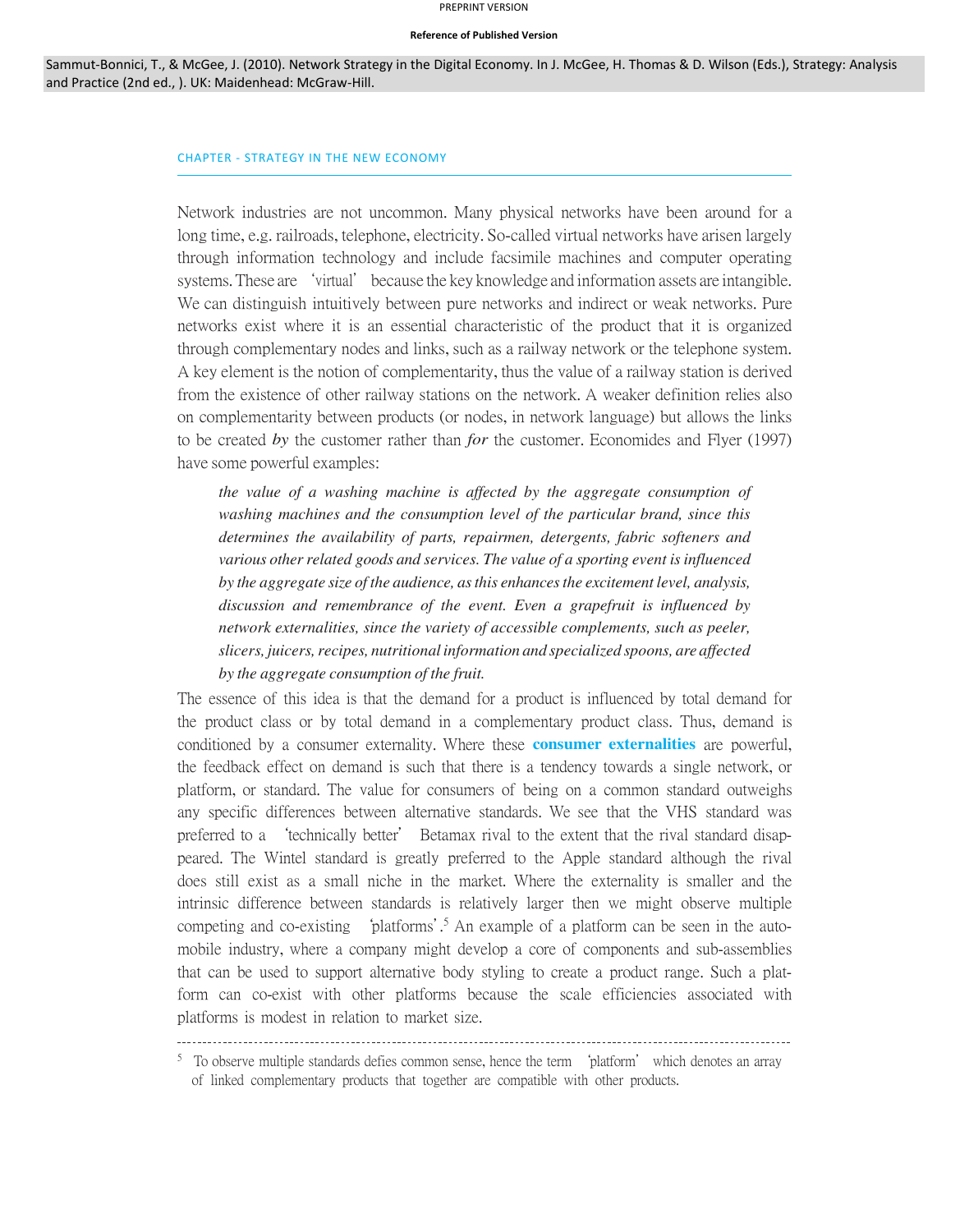Network industries are not uncommon. Many physical networks have been around for a long time, e.g. railroads, telephone, electricity. So-called virtual networks have arisen largely through information technology and include facsimile machines and computer operating systems. These are 'virtual' because the key knowledge and information assets are intangible. We can distinguish intuitively between pure networks and indirect or weak networks. Pure networks exist where it is an essential characteristic of the product that it is organized through complementary nodes and links, such as a railway network or the telephone system. A key element is the notion of complementarity, thus the value of a railway station is derived from the existence of other railway stations on the network. A weaker definition relies also on complementarity between products (or nodes, in network language) but allows the links to be created *by* the customer rather than *for* the customer. Economides and Flyer (1997) have some powerful examples:

> *the value of a washing machine is affected by the aggregate consumption of washing machines and the consumption level of the particular brand, since this determines the availability of parts, repairmen, detergents, fabric softeners and various other related goods and services. The value of a sporting event is influenced by the aggregate size of the audience, as this enhances the excitement level, analysis, discussion and remembrance of the event. Even a grapefruit is influenced by network externalities, since the variety of accessible complements, such as peeler, slicers, juicers, recipes, nutritional information and specialized spoons, are affected by the aggregate consumption of the fruit.*

The essence of this idea is that the demand for a product is influenced by total demand for the product class or by total demand in a complementary product class. Thus, demand is conditioned by a consumer externality. Where these **consumer externalities** are powerful, the feedback effect on demand is such that there is a tendency towards a single network, or platform, or standard. The value for consumers of being on a common standard outweighs any specific differences between alternative standards. We see that the VHS standard was preferred to a 'technically better' Betamax rival to the extent that the rival standard disappeared. The Wintel standard is greatly preferred to the Apple standard although the rival does still exist as a small niche in the market. Where the externality is smaller and the intrinsic difference between standards is relatively larger then we might observe multiple competing and co-existing 'platforms'.[5] An example of a platform can be seen in the automobile industry, where a company might develop a core of components and sub-assemblies that can be used to support alternative body styling to create a product range. Such a platform can co-exist with other platforms because the scale efficiencies associated with platforms is modest in relation to market size.

---

[5] To observe multiple standards defies common sense, hence the term 'platform' which denotes an array of linked complementary products that together are compatible with other products.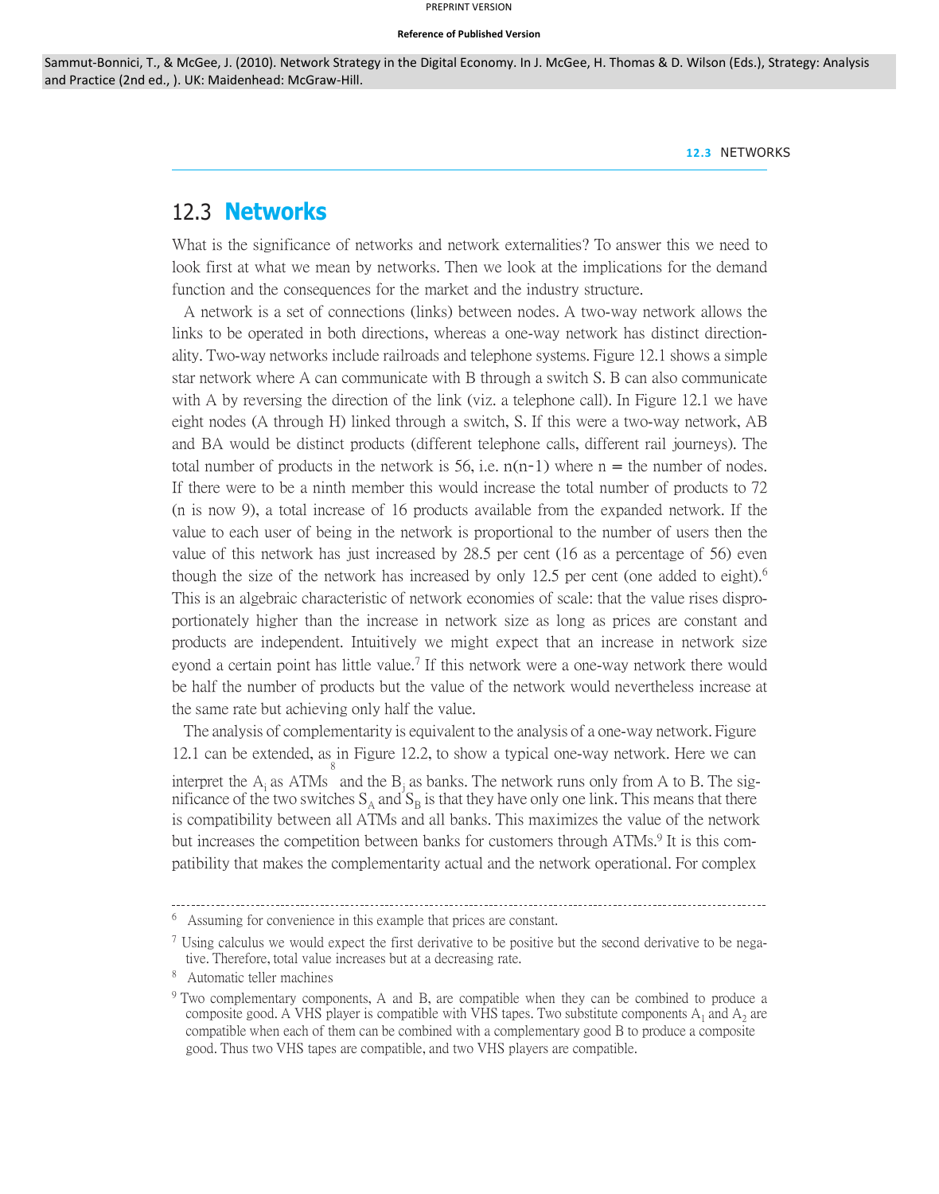PREPRINT VERSION

**Reference of Published Version**

Sammut-Bonnici, T., & McGee, J. (2010). Network Strategy in the Digital Economy. In J. McGee, H. Thomas & D. Wilson (Eds.), Strategy: Analysis and Practice (2nd ed., ). UK: Maidenhead: McGraw-Hill.

## 12.3 Networks

What is the significance of networks and network externalities? To answer this we need to look first at what we mean by networks. Then we look at the implications for the demand function and the consequences for the market and the industry structure.

A network is a set of connections (links) between nodes. A two-way network allows the links to be operated in both directions, whereas a one-way network has distinct directionality. Two-way networks include railroads and telephone systems. Figure 12.1 shows a simple star network where A can communicate with B through a switch S. B can also communicate with A by reversing the direction of the link (viz. a telephone call). In Figure 12.1 we have eight nodes (A through H) linked through a switch, S. If this were a two-way network, AB and BA would be distinct products (different telephone calls, different rail journeys). The total number of products in the network is 56, i.e. $n(n-1)$ where $n$ = the number of nodes. If there were to be a ninth member this would increase the total number of products to 72 ($n$ is now 9), a total increase of 16 products available from the expanded network. If the value to each user of being in the network is proportional to the number of users then the value of this network has just increased by 28.5 per cent (16 as a percentage of 56) even though the size of the network has increased by only 12.5 per cent (one added to eight).[6] This is an algebraic characteristic of network economies of scale: that the value rises disproportionately higher than the increase in network size as long as prices are constant and products are independent. Intuitively we might expect that an increase in network size eyond a certain point has little value.[7] If this network were a one-way network there would be half the number of products but the value of the network would nevertheless increase at the same rate but achieving only half the value.

The analysis of complementarity is equivalent to the analysis of a one-way network. Figure 12.1 can be extended, as in Figure 12.2, to show a typical one-way network. Here we can interpret the $A_i$ as ATMs[8] and the $B_j$ as banks. The network runs only from A to B. The significance of the two switches $S_A$ and $S_B$ is that they have only one link. This means that there is compatibility between all ATMs and all banks. This maximizes the value of the network but increases the competition between banks for customers through ATMs.[9] It is this compatibility that makes the complementarity actual and the network operational. For complex

---

[6] Assuming for convenience in this example that prices are constant.

[7] Using calculus we would expect the first derivative to be positive but the second derivative to be negative. Therefore, total value increases but at a decreasing rate.

[8] Automatic teller machines

[9] Two complementary components, A and B, are compatible when they can be combined to produce a composite good. A VHS player is compatible with VHS tapes. Two substitute components $A_1$ and $A_2$ are compatible when each of them can be combined with a complementary good B to produce a composite good. Thus two VHS tapes are compatible, and two VHS players are compatible.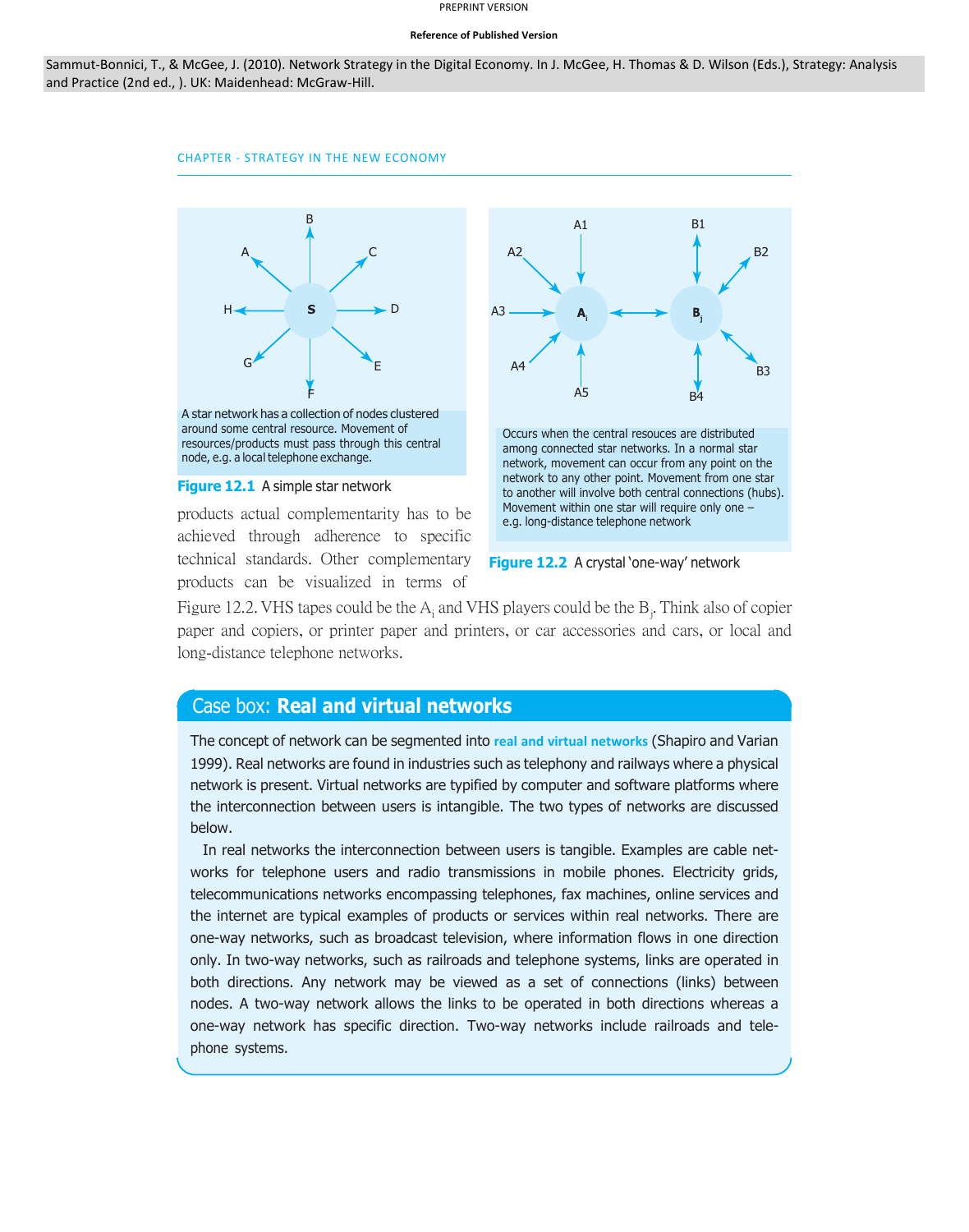PREPRINT VERSION

**Reference of Published Version**

Sammut-Bonnici, T., & McGee, J. (2010). Network Strategy in the Digital Economy. In J. McGee, H. Thomas & D. Wilson (Eds.), Strategy: Analysis and Practice (2nd ed., ). UK: Maidenhead: McGraw-Hill.

A star network has a collection of nodes clustered around some central resource. Movement of resources/products must pass through this central node, e.g. a local telephone exchange.

**Figure 12.1** A simple star network

Occurs when the central resouces are distributed among connected star networks. In a normal star network, movement can occur from any point on the network to any other point. Movement from one star to another will involve both central connections (hubs). Movement within one star will require only one – e.g. long-distance telephone network

**Figure 12.2** A crystal 'one-way' network

products actual complementarity has to be achieved through adherence to specific technical standards. Other complementary products can be visualized in terms of Figure 12.2. VHS tapes could be the $A_i$ and VHS players could be the $B_j$. Think also of copier paper and copiers, or printer paper and printers, or car accessories and cars, or local and long-distance telephone networks.

## Case box: Real and virtual networks

The concept of network can be segmented into **real and virtual networks** (Shapiro and Varian 1999). Real networks are found in industries such as telephony and railways where a physical network is present. Virtual networks are typified by computer and software platforms where the interconnection between users is intangible. The two types of networks are discussed below.

In real networks the interconnection between users is tangible. Examples are cable networks for telephone users and radio transmissions in mobile phones. Electricity grids, telecommunications networks encompassing telephones, fax machines, online services and the internet are typical examples of products or services within real networks. There are one-way networks, such as broadcast television, where information flows in one direction only. In two-way networks, such as railroads and telephone systems, links are operated in both directions. Any network may be viewed as a set of connections (links) between nodes. A two-way network allows the links to be operated in both directions whereas a one-way network has specific direction. Two-way networks include railroads and telephone systems.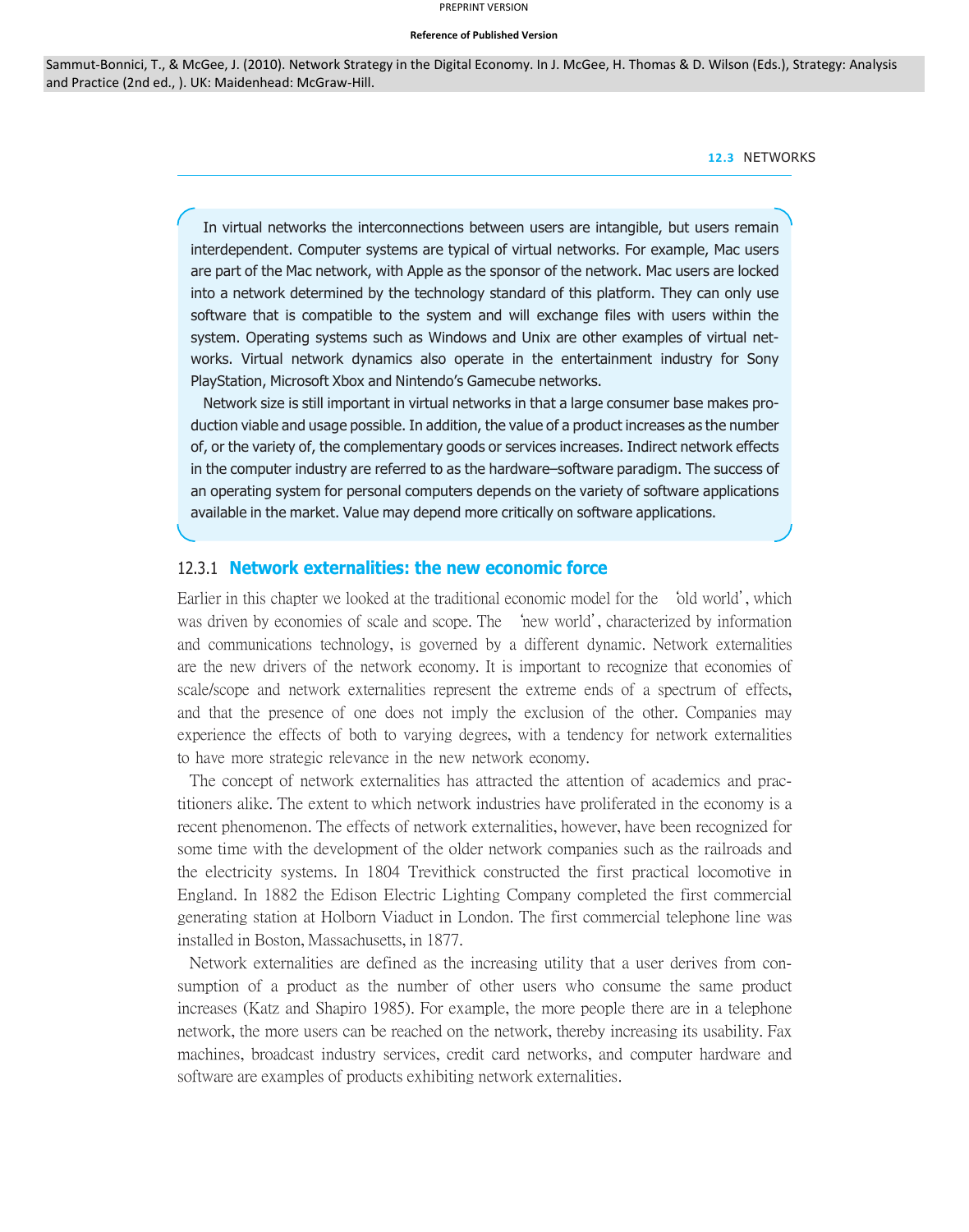PREPRINT VERSION

**Reference of Published Version**

Sammut-Bonnici, T., & McGee, J. (2010). Network Strategy in the Digital Economy. In J. McGee, H. Thomas & D. Wilson (Eds.), Strategy: Analysis and Practice (2nd ed., ). UK: Maidenhead: McGraw-Hill.

In virtual networks the interconnections between users are intangible, but users remain interdependent. Computer systems are typical of virtual networks. For example, Mac users are part of the Mac network, with Apple as the sponsor of the network. Mac users are locked into a network determined by the technology standard of this platform. They can only use software that is compatible to the system and will exchange files with users within the system. Operating systems such as Windows and Unix are other examples of virtual networks. Virtual network dynamics also operate in the entertainment industry for Sony PlayStation, Microsoft Xbox and Nintendo's Gamecube networks.

Network size is still important in virtual networks in that a large consumer base makes production viable and usage possible. In addition, the value of a product increases as the number of, or the variety of, the complementary goods or services increases. Indirect network effects in the computer industry are referred to as the hardware–software paradigm. The success of an operating system for personal computers depends on the variety of software applications available in the market. Value may depend more critically on software applications.

### 12.3.1 Network externalities: the new economic force

Earlier in this chapter we looked at the traditional economic model for the 'old world', which was driven by economies of scale and scope. The 'new world', characterized by information and communications technology, is governed by a different dynamic. Network externalities are the new drivers of the network economy. It is important to recognize that economies of scale/scope and network externalities represent the extreme ends of a spectrum of effects, and that the presence of one does not imply the exclusion of the other. Companies may experience the effects of both to varying degrees, with a tendency for network externalities to have more strategic relevance in the new network economy.

The concept of network externalities has attracted the attention of academics and practitioners alike. The extent to which network industries have proliferated in the economy is a recent phenomenon. The effects of network externalities, however, have been recognized for some time with the development of the older network companies such as the railroads and the electricity systems. In 1804 Trevithick constructed the first practical locomotive in England. In 1882 the Edison Electric Lighting Company completed the first commercial generating station at Holborn Viaduct in London. The first commercial telephone line was installed in Boston, Massachusetts, in 1877.

Network externalities are defined as the increasing utility that a user derives from consumption of a product as the number of other users who consume the same product increases (Katz and Shapiro 1985). For example, the more people there are in a telephone network, the more users can be reached on the network, thereby increasing its usability. Fax machines, broadcast industry services, credit card networks, and computer hardware and software are examples of products exhibiting network externalities.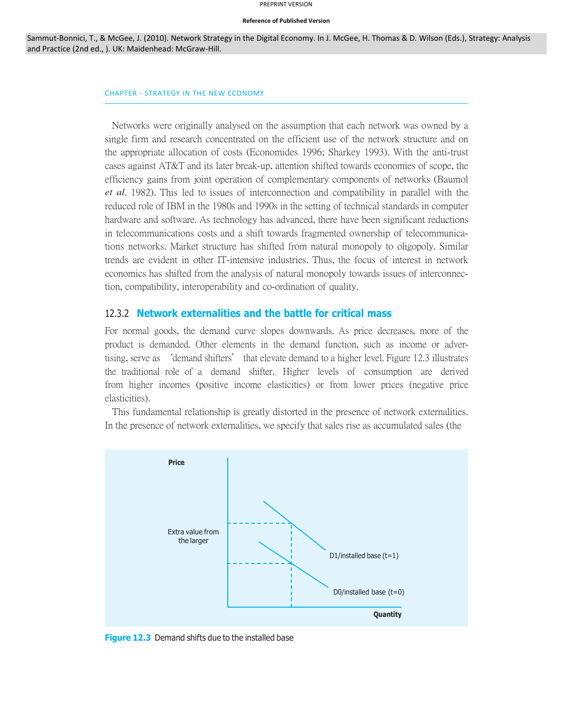PREPRINT VERSION

**Reference of Published Version**

Sammut-Bonnici, T., & McGee, J. (2010). Network Strategy in the Digital Economy. In J. McGee, H. Thomas & D. Wilson (Eds.), Strategy: Analysis and Practice (2nd ed., ). UK: Maidenhead: McGraw-Hill.

Networks were originally analysed on the assumption that each network was owned by a single firm and research concentrated on the efficient use of the network structure and on the appropriate allocation of costs (Economides 1996; Sharkey 1993). With the anti-trust cases against AT&T and its later break-up, attention shifted towards economies of scope, the efficiency gains from joint operation of complementary components of networks (Baumol *et al.* 1982). This led to issues of interconnection and compatibility in parallel with the reduced role of IBM in the 1980s and 1990s in the setting of technical standards in computer hardware and software. As technology has advanced, there have been significant reductions in telecommunications costs and a shift towards fragmented ownership of telecommunications networks. Market structure has shifted from natural monopoly to oligopoly. Similar trends are evident in other IT-intensive industries. Thus, the focus of interest in network economics has shifted from the analysis of natural monopoly towards issues of interconnection, compatibility, interoperability and co-ordination of quality.

### 12.3.2 Network externalities and the battle for critical mass

For normal goods, the demand curve slopes downwards. As price decreases, more of the product is demanded. Other elements in the demand function, such as income or advertising, serve as 'demand shifters' that elevate demand to a higher level. Figure 12.3 illustrates the traditional role of a demand shifter. Higher levels of consumption are derived from higher incomes (positive income elasticities) or from lower prices (negative price elasticities).

This fundamental relationship is greatly distorted in the presence of network externalities. In the presence of network externalities, we specify that sales rise as accumulated sales (the

Price

Extra value from the larger

D1/installed base (t=1)

D0/installed base (t=0)

Quantity

**Figure 12.3** Demand shifts due to the installed base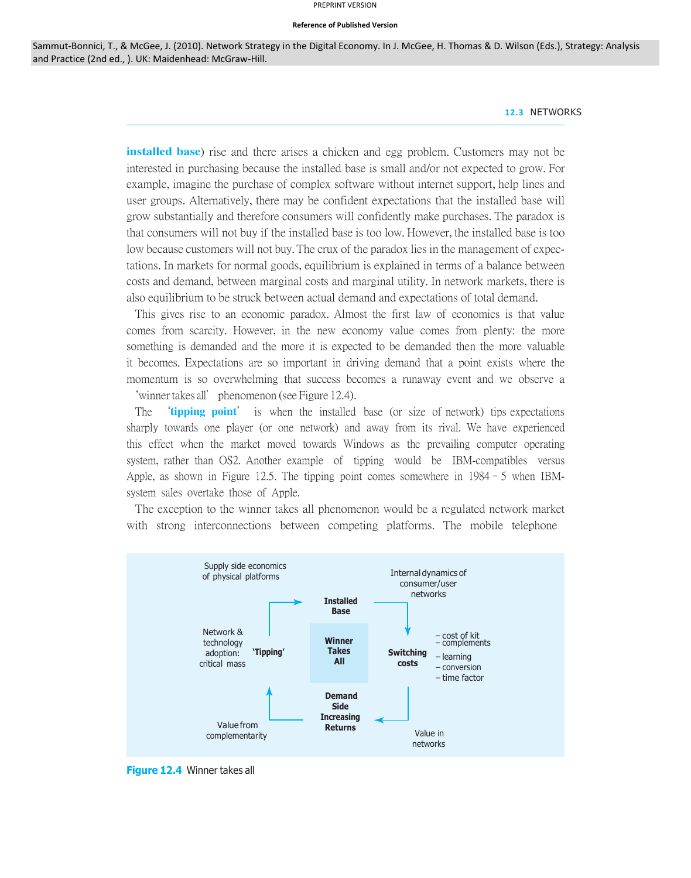PREPRINT VERSION

**Reference of Published Version**

Sammut-Bonnici, T., & McGee, J. (2010). Network Strategy in the Digital Economy. In J. McGee, H. Thomas & D. Wilson (Eds.), Strategy: Analysis and Practice (2nd ed., ). UK: Maidenhead: McGraw-Hill.

**installed base**) rise and there arises a chicken and egg problem. Customers may not be interested in purchasing because the installed base is small and/or not expected to grow. For example, imagine the purchase of complex software without internet support, help lines and user groups. Alternatively, there may be confident expectations that the installed base will grow substantially and therefore consumers will confidently make purchases. The paradox is that consumers will not buy if the installed base is too low. However, the installed base is too low because customers will not buy. The crux of the paradox lies in the management of expectations. In markets for normal goods, equilibrium is explained in terms of a balance between costs and demand, between marginal costs and marginal utility. In network markets, there is also equilibrium to be struck between actual demand and expectations of total demand.

This gives rise to an economic paradox. Almost the first law of economics is that value comes from scarcity. However, in the new economy value comes from plenty: the more something is demanded and the more it is expected to be demanded then the more valuable it becomes. Expectations are so important in driving demand that a point exists where the momentum is so overwhelming that success becomes a runaway event and we observe a 'winner takes all' phenomenon (see Figure 12.4).

The '**tipping point**' is when the installed base (or size of network) tips expectations sharply towards one player (or one network) and away from its rival. We have experienced this effect when the market moved towards Windows as the prevailing computer operating system, rather than OS2. Another example of tipping would be IBM-compatibles versus Apple, as shown in Figure 12.5. The tipping point comes somewhere in 1984–5 when IBM-system sales overtake those of Apple.

The exception to the winner takes all phenomenon would be a regulated network market with strong interconnections between competing platforms. The mobile telephone

Supply side economics of physical platforms

Internal dynamics of consumer/user networks

Installed Base

Network & technology adoption: critical mass

'Tipping'

Winner Takes All

Switching costs

– cost of kit
– complements
– learning
– conversion
– time factor

Demand Side Increasing Returns

Value from complementarity

Value in networks

**Figure 12.4** Winner takes all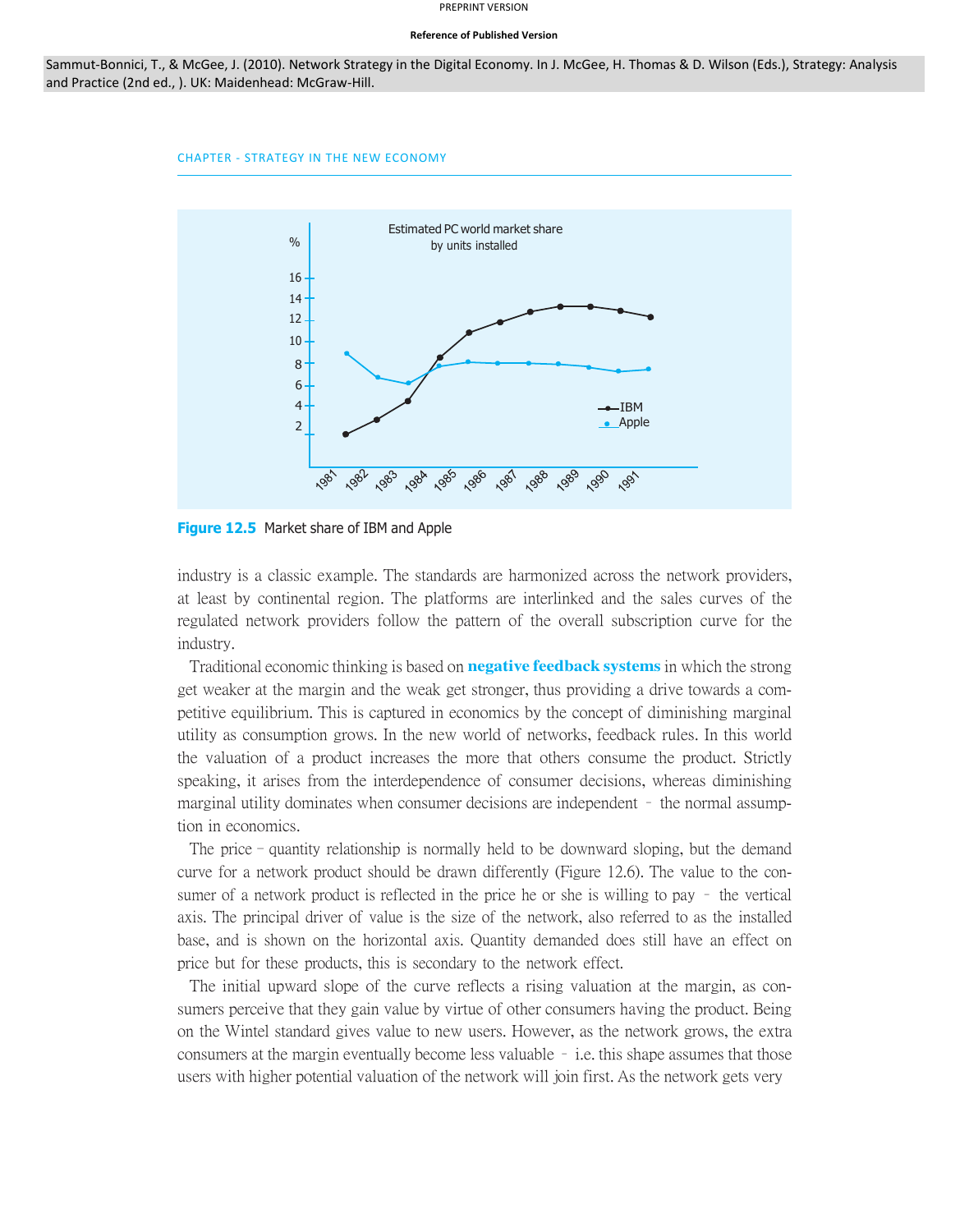PREPRINT VERSION

Reference of Published Version

Sammut-Bonnici, T., & McGee, J. (2010). Network Strategy in the Digital Economy. In J. McGee, H. Thomas & D. Wilson (Eds.), Strategy: Analysis and Practice (2nd ed., ). UK: Maidenhead: McGraw-Hill.

Estimated PC world market share
by units installed

%

16
14
12
10
8
6
4
2

1981 1982 1983 1984 1985 1986 1987 1988 1989 1990 1991

IBM
Apple

**Figure 12.5** Market share of IBM and Apple

industry is a classic example. The standards are harmonized across the network providers, at least by continental region. The platforms are interlinked and the sales curves of the regulated network providers follow the pattern of the overall subscription curve for the industry.

Traditional economic thinking is based on **negative feedback systems** in which the strong get weaker at the margin and the weak get stronger, thus providing a drive towards a competitive equilibrium. This is captured in economics by the concept of diminishing marginal utility as consumption grows. In the new world of networks, feedback rules. In this world the valuation of a product increases the more that others consume the product. Strictly speaking, it arises from the interdependence of consumer decisions, whereas diminishing marginal utility dominates when consumer decisions are independent – the normal assumption in economics.

The price–quantity relationship is normally held to be downward sloping, but the demand curve for a network product should be drawn differently (Figure 12.6). The value to the consumer of a network product is reflected in the price he or she is willing to pay – the vertical axis. The principal driver of value is the size of the network, also referred to as the installed base, and is shown on the horizontal axis. Quantity demanded does still have an effect on price but for these products, this is secondary to the network effect.

The initial upward slope of the curve reflects a rising valuation at the margin, as consumers perceive that they gain value by virtue of other consumers having the product. Being on the Wintel standard gives value to new users. However, as the network grows, the extra consumers at the margin eventually become less valuable – i.e. this shape assumes that those users with higher potential valuation of the network will join first. As the network gets very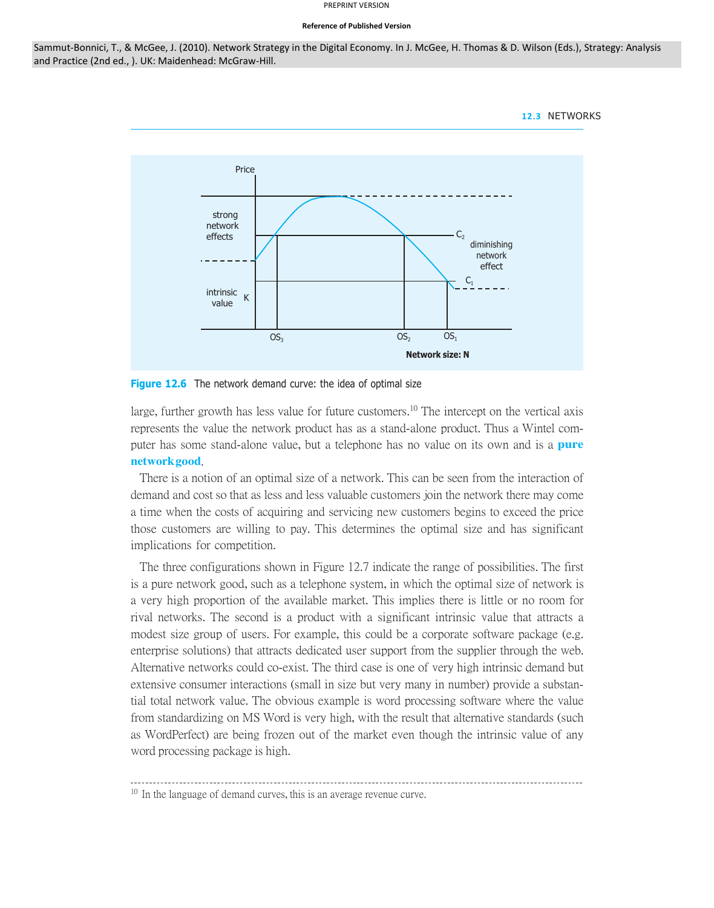PREPRINT VERSION

**Reference of Published Version**

Sammut-Bonnici, T., & McGee, J. (2010). Network Strategy in the Digital Economy. In J. McGee, H. Thomas & D. Wilson (Eds.), Strategy: Analysis and Practice (2nd ed., ). UK: Maidenhead: McGraw-Hill.

Price

strong network effects

intrinsic value

K

$C_2$

diminishing network effect

$C_1$

$OS_3$

$OS_2$

$OS_1$

**Network size: N**

**Figure 12.6** The network demand curve: the idea of optimal size

large, further growth has less value for future customers.[10] The intercept on the vertical axis represents the value the network product has as a stand-alone product. Thus a Wintel computer has some stand-alone value, but a telephone has no value on its own and is a **pure network good**.

There is a notion of an optimal size of a network. This can be seen from the interaction of demand and cost so that as less and less valuable customers join the network there may come a time when the costs of acquiring and servicing new customers begins to exceed the price those customers are willing to pay. This determines the optimal size and has significant implications for competition.

The three configurations shown in Figure 12.7 indicate the range of possibilities. The first is a pure network good, such as a telephone system, in which the optimal size of network is a very high proportion of the available market. This implies there is little or no room for rival networks. The second is a product with a significant intrinsic value that attracts a modest size group of users. For example, this could be a corporate software package (e.g. enterprise solutions) that attracts dedicated user support from the supplier through the web. Alternative networks could co-exist. The third case is one of very high intrinsic demand but extensive consumer interactions (small in size but very many in number) provide a substantial total network value. The obvious example is word processing software where the value from standardizing on MS Word is very high, with the result that alternative standards (such as WordPerfect) are being frozen out of the market even though the intrinsic value of any word processing package is high.

[10] In the language of demand curves, this is an average revenue curve.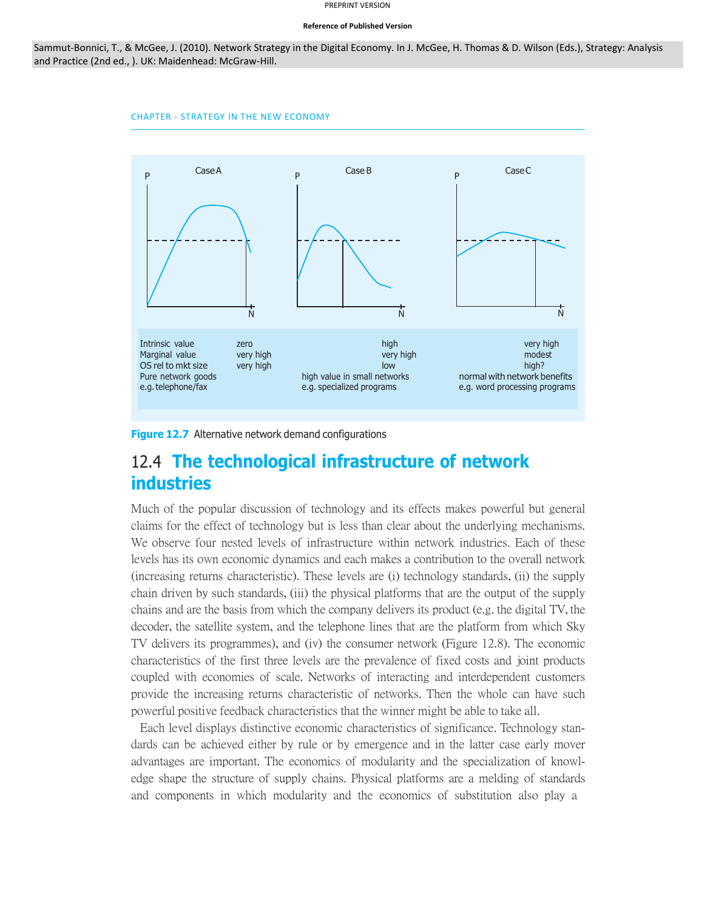PREPRINT VERSION

**Reference of Published Version**

Sammut-Bonnici, T., & McGee, J. (2010). Network Strategy in the Digital Economy. In J. McGee, H. Thomas & D. Wilson (Eds.), Strategy: Analysis and Practice (2nd ed., ). UK: Maidenhead: McGraw-Hill.

| | Case A | Case B | Case C |
|---|---|---|---|
| Intrinsic value | zero | high | very high |
| Marginal value | very high | very high | modest |
| OS rel to mkt size | very high | low | high? |
| | Pure network goods | high value in small networks | normal with network benefits |
| | e.g. telephone/fax | e.g. specialized programs | e.g. word processing programs |

**Figure 12.7** Alternative network demand configurations

## 12.4 The technological infrastructure of network industries

Much of the popular discussion of technology and its effects makes powerful but general claims for the effect of technology but is less than clear about the underlying mechanisms. We observe four nested levels of infrastructure within network industries. Each of these levels has its own economic dynamics and each makes a contribution to the overall network (increasing returns characteristic). These levels are (i) technology standards, (ii) the supply chain driven by such standards, (iii) the physical platforms that are the output of the supply chains and are the basis from which the company delivers its product (e.g. the digital TV, the decoder, the satellite system, and the telephone lines that are the platform from which Sky TV delivers its programmes), and (iv) the consumer network (Figure 12.8). The economic characteristics of the first three levels are the prevalence of fixed costs and joint products coupled with economies of scale. Networks of interacting and interdependent customers provide the increasing returns characteristic of networks. Then the whole can have such powerful positive feedback characteristics that the winner might be able to take all.

Each level displays distinctive economic characteristics of significance. Technology standards can be achieved either by rule or by emergence and in the latter case early mover advantages are important. The economics of modularity and the specialization of knowledge shape the structure of supply chains. Physical platforms are a melding of standards and components in which modularity and the economics of substitution also play a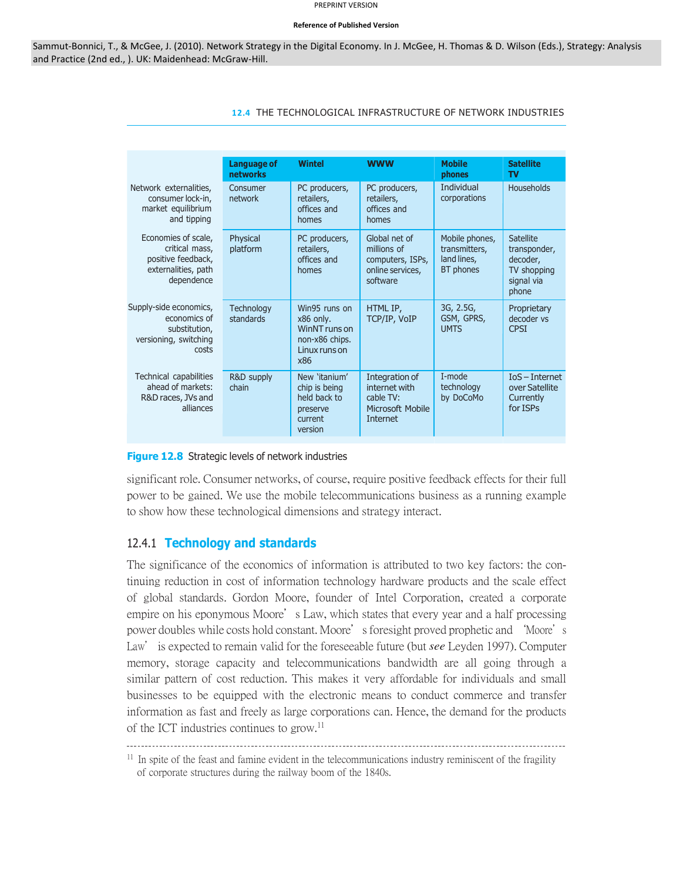PREPRINT VERSION

**Reference of Published Version**

Sammut-Bonnici, T., & McGee, J. (2010). Network Strategy in the Digital Economy. In J. McGee, H. Thomas & D. Wilson (Eds.), Strategy: Analysis and Practice (2nd ed., ). UK: Maidenhead: McGraw-Hill.

| | Language of networks | Wintel | WWW | Mobile phones | Satellite TV |
|---|---|---|---|---|---|
| Network externalities, consumer lock-in, market equilibrium and tipping | Consumer network | PC producers, retailers, offices and homes | PC producers, retailers, offices and homes | Individual corporations | Households |
| Economies of scale, critical mass, positive feedback, externalities, path dependence | Physical platform | PC producers, retailers, offices and homes | Global net of millions of computers, ISPs, online services, software | Mobile phones, transmitters, land lines, BT phones | Satellite transponder, decoder, TV shopping signal via phone |
| Supply-side economics, economics of substitution, versioning, switching costs | Technology standards | Win95 runs on x86 only. WinNT runs on non-x86 chips. Linux runs on x86 | HTML IP, TCP/IP, VoIP | 3G, 2.5G, GSM, GPRS, UMTS | Proprietary decoder vs CPSI |
| Technical capabilities ahead of markets: R&D races, JVs and alliances | R&D supply chain | New 'itanium' chip is being held back to preserve current version | Integration of internet with cable TV: Microsoft Mobile Internet | I-mode technology by DoCoMo | IoS – Internet over Satellite Currently for ISPs |

**Figure 12.8** Strategic levels of network industries

significant role. Consumer networks, of course, require positive feedback effects for their full power to be gained. We use the mobile telecommunications business as a running example to show how these technological dimensions and strategy interact.

### 12.4.1 Technology and standards

The significance of the economics of information is attributed to two key factors: the continuing reduction in cost of information technology hardware products and the scale effect of global standards. Gordon Moore, founder of Intel Corporation, created a corporate empire on his eponymous Moore's Law, which states that every year and a half processing power doubles while costs hold constant. Moore's foresight proved prophetic and 'Moore's Law' is expected to remain valid for the foreseeable future (but ***see*** Leyden 1997). Computer memory, storage capacity and telecommunications bandwidth are all going through a similar pattern of cost reduction. This makes it very affordable for individuals and small businesses to be equipped with the electronic means to conduct commerce and transfer information as fast and freely as large corporations can. Hence, the demand for the products of the ICT industries continues to grow.[11]

---

[11] In spite of the feast and famine evident in the telecommunications industry reminiscent of the fragility of corporate structures during the railway boom of the 1840s.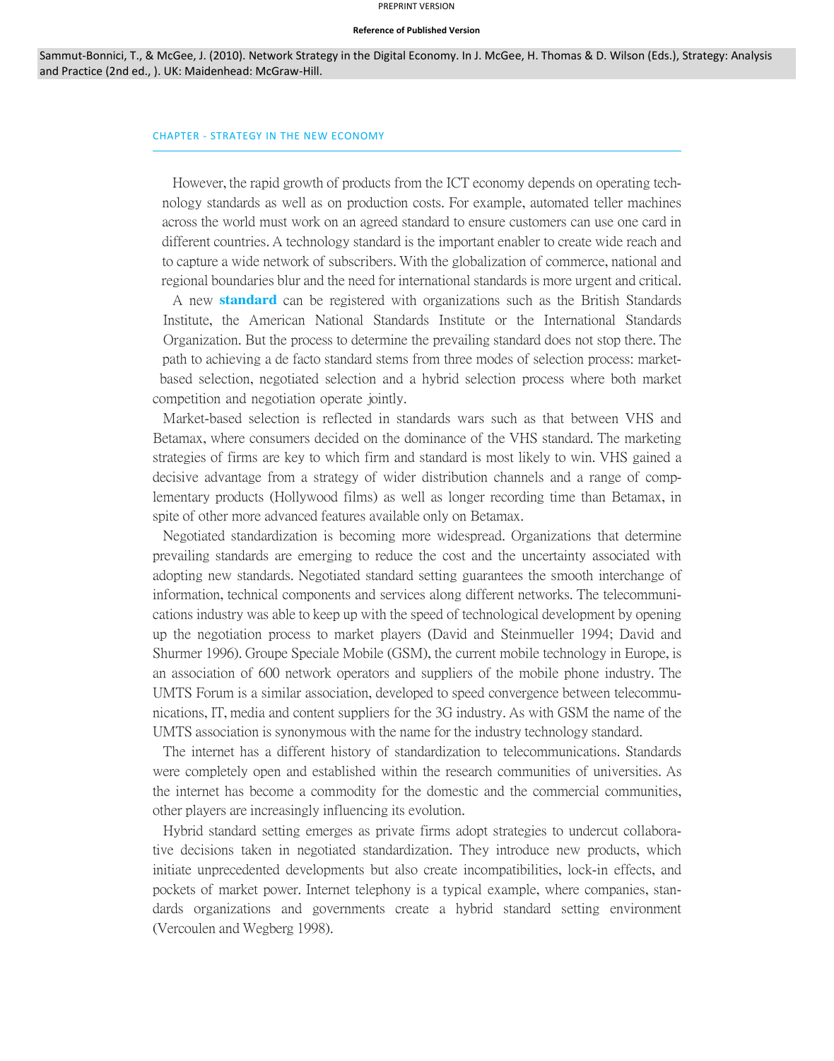However, the rapid growth of products from the ICT economy depends on operating technology standards as well as on production costs. For example, automated teller machines across the world must work on an agreed standard to ensure customers can use one card in different countries. A technology standard is the important enabler to create wide reach and to capture a wide network of subscribers. With the globalization of commerce, national and regional boundaries blur and the need for international standards is more urgent and critical.

A new **standard** can be registered with organizations such as the British Standards Institute, the American National Standards Institute or the International Standards Organization. But the process to determine the prevailing standard does not stop there. The path to achieving a de facto standard stems from three modes of selection process: market-based selection, negotiated selection and a hybrid selection process where both market competition and negotiation operate jointly.

Market-based selection is reflected in standards wars such as that between VHS and Betamax, where consumers decided on the dominance of the VHS standard. The marketing strategies of firms are key to which firm and standard is most likely to win. VHS gained a decisive advantage from a strategy of wider distribution channels and a range of complementary products (Hollywood films) as well as longer recording time than Betamax, in spite of other more advanced features available only on Betamax.

Negotiated standardization is becoming more widespread. Organizations that determine prevailing standards are emerging to reduce the cost and the uncertainty associated with adopting new standards. Negotiated standard setting guarantees the smooth interchange of information, technical components and services along different networks. The telecommunications industry was able to keep up with the speed of technological development by opening up the negotiation process to market players (David and Steinmueller 1994; David and Shurmer 1996). Groupe Speciale Mobile (GSM), the current mobile technology in Europe, is an association of 600 network operators and suppliers of the mobile phone industry. The UMTS Forum is a similar association, developed to speed convergence between telecommunications, IT, media and content suppliers for the 3G industry. As with GSM the name of the UMTS association is synonymous with the name for the industry technology standard.

The internet has a different history of standardization to telecommunications. Standards were completely open and established within the research communities of universities. As the internet has become a commodity for the domestic and the commercial communities, other players are increasingly influencing its evolution.

Hybrid standard setting emerges as private firms adopt strategies to undercut collaborative decisions taken in negotiated standardization. They introduce new products, which initiate unprecedented developments but also create incompatibilities, lock-in effects, and pockets of market power. Internet telephony is a typical example, where companies, standards organizations and governments create a hybrid standard setting environment (Vercoulen and Wegberg 1998).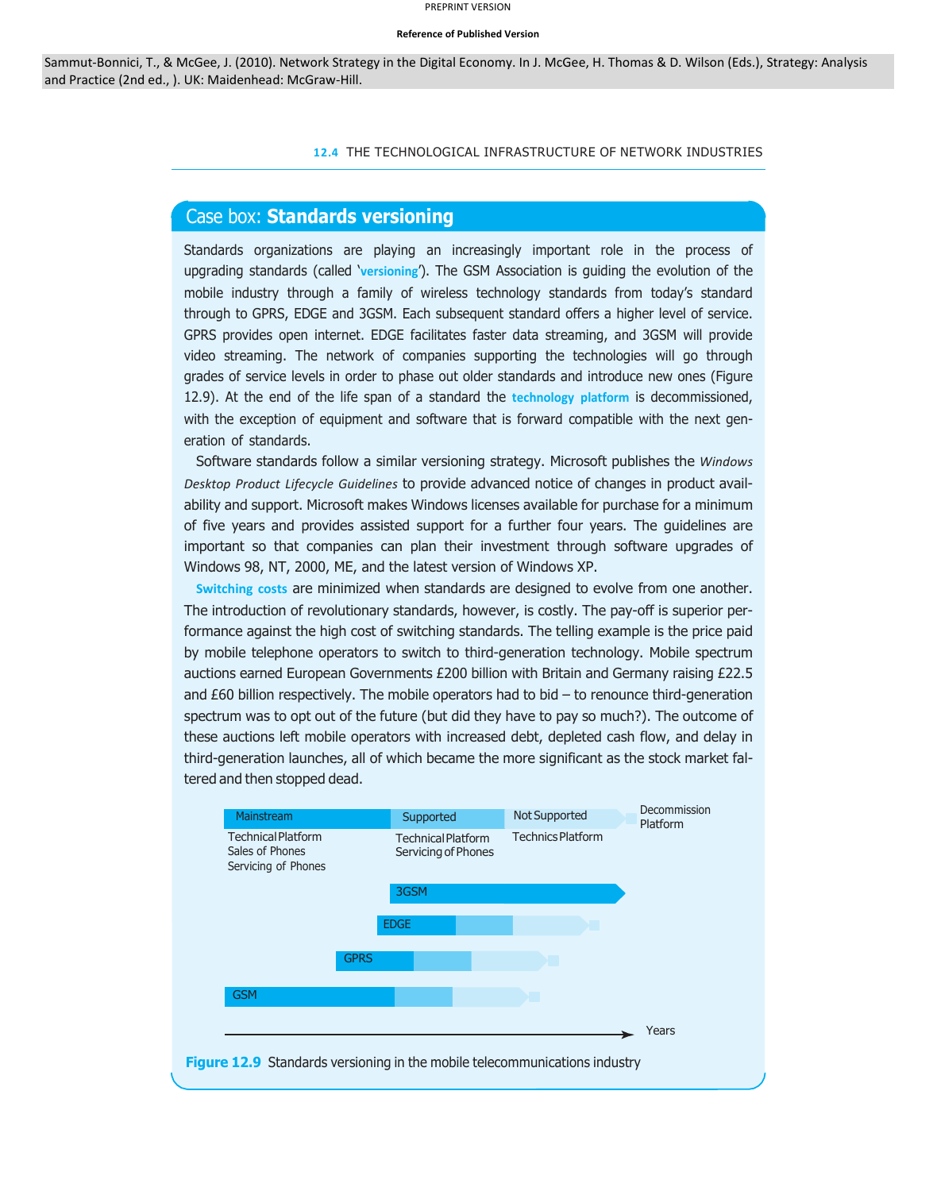PREPRINT VERSION

**Reference of Published Version**

Sammut-Bonnici, T., & McGee, J. (2010). Network Strategy in the Digital Economy. In J. McGee, H. Thomas & D. Wilson (Eds.), Strategy: Analysis and Practice (2nd ed., ). UK: Maidenhead: McGraw-Hill.

## Case box: **Standards versioning**

Standards organizations are playing an increasingly important role in the process of upgrading standards (called '**versioning**'). The GSM Association is guiding the evolution of the mobile industry through a family of wireless technology standards from today's standard through to GPRS, EDGE and 3GSM. Each subsequent standard offers a higher level of service. GPRS provides open internet. EDGE facilitates faster data streaming, and 3GSM will provide video streaming. The network of companies supporting the technologies will go through grades of service levels in order to phase out older standards and introduce new ones (Figure 12.9). At the end of the life span of a standard the **technology platform** is decommissioned, with the exception of equipment and software that is forward compatible with the next generation of standards.

Software standards follow a similar versioning strategy. Microsoft publishes the *Windows Desktop Product Lifecycle Guidelines* to provide advanced notice of changes in product availability and support. Microsoft makes Windows licenses available for purchase for a minimum of five years and provides assisted support for a further four years. The guidelines are important so that companies can plan their investment through software upgrades of Windows 98, NT, 2000, ME, and the latest version of Windows XP.

**Switching costs** are minimized when standards are designed to evolve from one another. The introduction of revolutionary standards, however, is costly. The pay-off is superior performance against the high cost of switching standards. The telling example is the price paid by mobile telephone operators to switch to third-generation technology. Mobile spectrum auctions earned European Governments £200 billion with Britain and Germany raising £22.5 and £60 billion respectively. The mobile operators had to bid – to renounce third-generation spectrum was to opt out of the future (but did they have to pay so much?). The outcome of these auctions left mobile operators with increased debt, depleted cash flow, and delay in third-generation launches, all of which became the more significant as the stock market faltered and then stopped dead.

| Mainstream | Supported | Not Supported | Decommission Platform |
|---|---|---|---|
| Technical Platform<br>Sales of Phones<br>Servicing of Phones | Technical Platform<br>Servicing of Phones | Technics Platform | |

3GSM

EDGE

GPRS

GSM

Years

**Figure 12.9** Standards versioning in the mobile telecommunications industry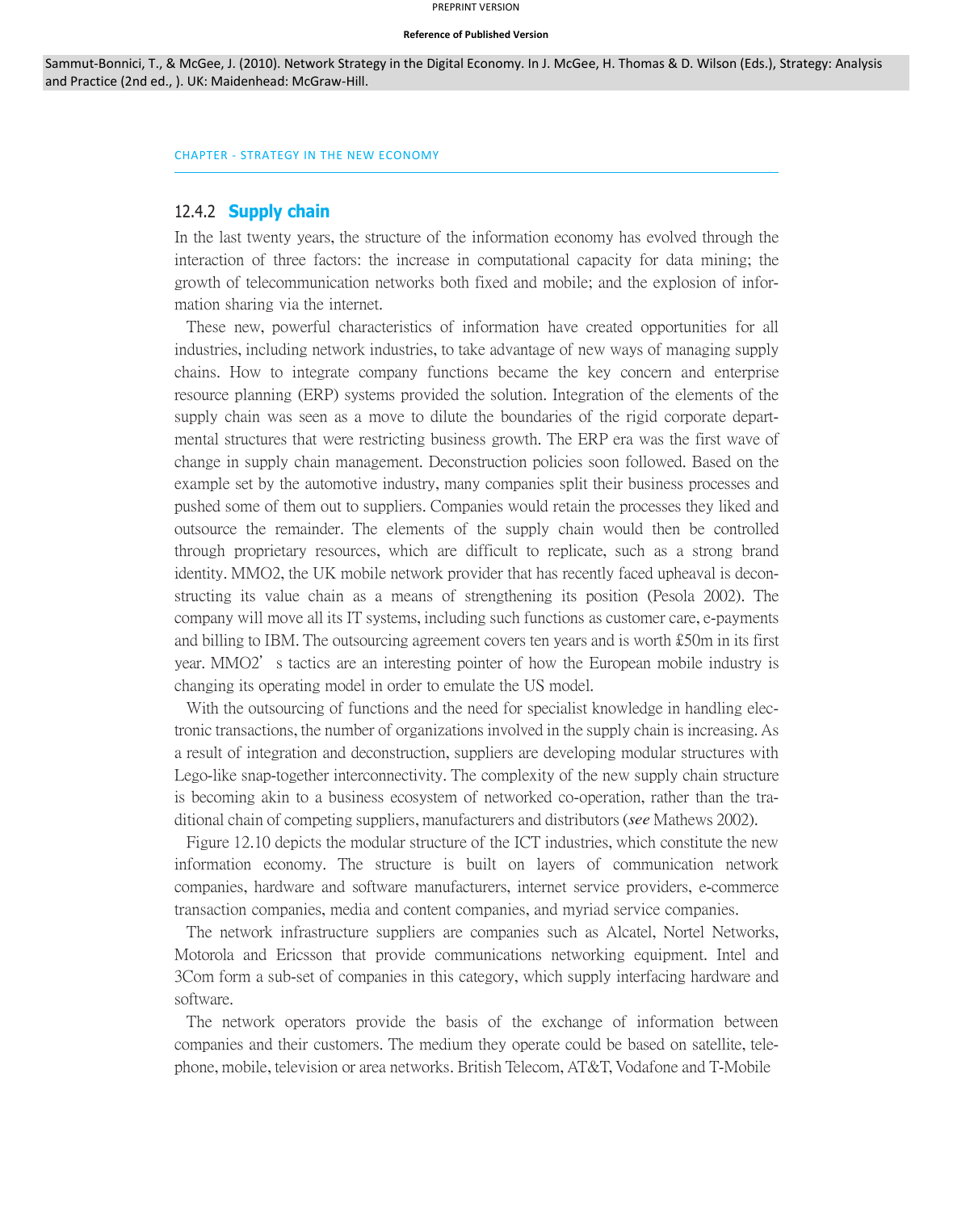## 12.4.2 Supply chain

In the last twenty years, the structure of the information economy has evolved through the interaction of three factors: the increase in computational capacity for data mining; the growth of telecommunication networks both fixed and mobile; and the explosion of information sharing via the internet.

These new, powerful characteristics of information have created opportunities for all industries, including network industries, to take advantage of new ways of managing supply chains. How to integrate company functions became the key concern and enterprise resource planning (ERP) systems provided the solution. Integration of the elements of the supply chain was seen as a move to dilute the boundaries of the rigid corporate departmental structures that were restricting business growth. The ERP era was the first wave of change in supply chain management. Deconstruction policies soon followed. Based on the example set by the automotive industry, many companies split their business processes and pushed some of them out to suppliers. Companies would retain the processes they liked and outsource the remainder. The elements of the supply chain would then be controlled through proprietary resources, which are difficult to replicate, such as a strong brand identity. MMO2, the UK mobile network provider that has recently faced upheaval is deconstructing its value chain as a means of strengthening its position (Pesola 2002). The company will move all its IT systems, including such functions as customer care, e-payments and billing to IBM. The outsourcing agreement covers ten years and is worth £50m in its first year. MMO2's tactics are an interesting pointer of how the European mobile industry is changing its operating model in order to emulate the US model.

With the outsourcing of functions and the need for specialist knowledge in handling electronic transactions, the number of organizations involved in the supply chain is increasing. As a result of integration and deconstruction, suppliers are developing modular structures with Lego-like snap-together interconnectivity. The complexity of the new supply chain structure is becoming akin to a business ecosystem of networked co-operation, rather than the traditional chain of competing suppliers, manufacturers and distributors (*see* Mathews 2002).

Figure 12.10 depicts the modular structure of the ICT industries, which constitute the new information economy. The structure is built on layers of communication network companies, hardware and software manufacturers, internet service providers, e-commerce transaction companies, media and content companies, and myriad service companies.

The network infrastructure suppliers are companies such as Alcatel, Nortel Networks, Motorola and Ericsson that provide communications networking equipment. Intel and 3Com form a sub-set of companies in this category, which supply interfacing hardware and software.

The network operators provide the basis of the exchange of information between companies and their customers. The medium they operate could be based on satellite, telephone, mobile, television or area networks. British Telecom, AT&T, Vodafone and T-Mobile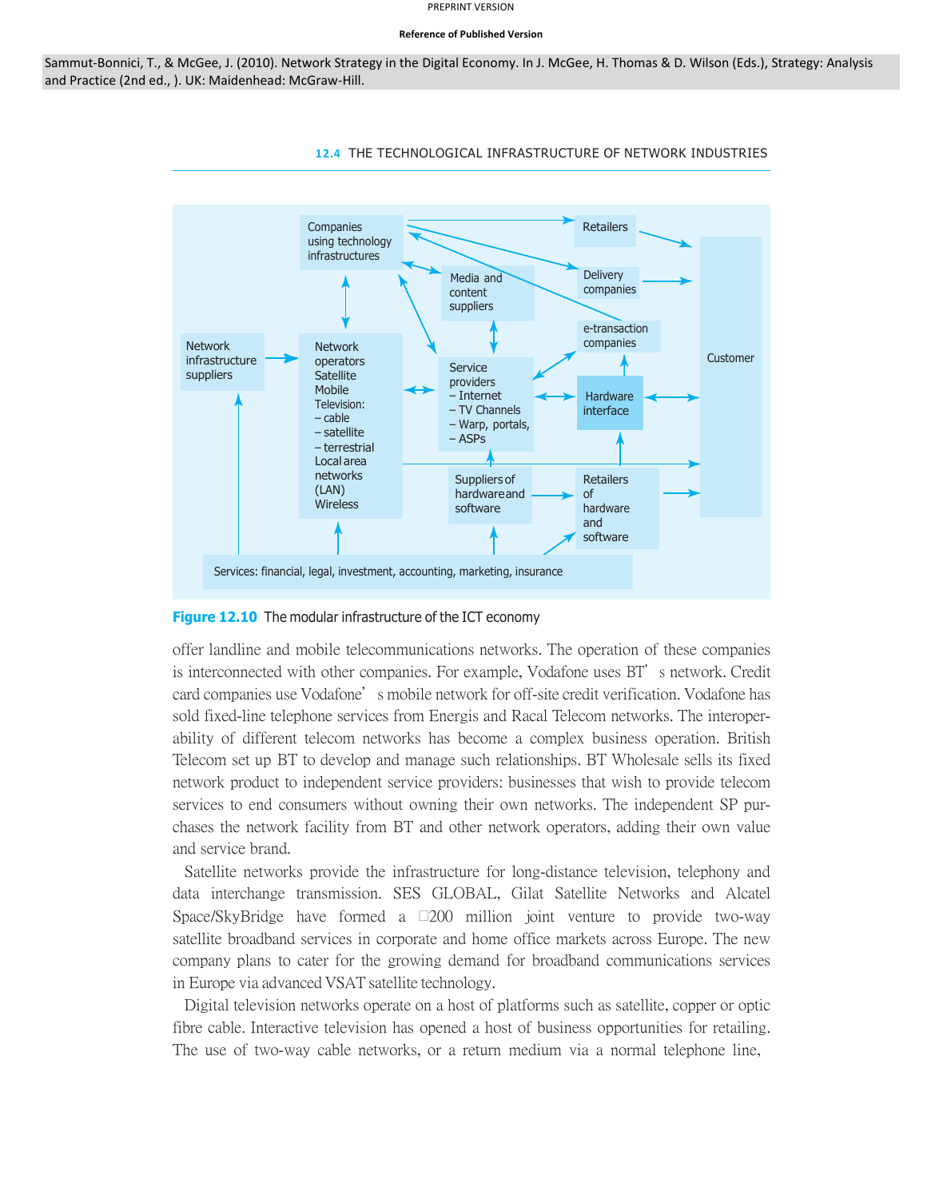PREPRINT VERSION

**Reference of Published Version**

Sammut-Bonnici, T., & McGee, J. (2010). Network Strategy in the Digital Economy. In J. McGee, H. Thomas & D. Wilson (Eds.), Strategy: Analysis and Practice (2nd ed., ). UK: Maidenhead: McGraw-Hill.

Companies using technology infrastructures

Retailers

Delivery companies

Media and content suppliers

e-transaction companies

Customer

Network infrastructure suppliers

Network operators Satellite Mobile Television: – cable – satellite – terrestrial Local area networks (LAN) Wireless

Service providers – Internet – TV Channels – Warp, portals, – ASPs

Hardware interface

Suppliers of hardware and software

Retailers of hardware and software

Services: financial, legal, investment, accounting, marketing, insurance

**Figure 12.10** The modular infrastructure of the ICT economy

offer landline and mobile telecommunications networks. The operation of these companies is interconnected with other companies. For example, Vodafone uses BT's network. Credit card companies use Vodafone's mobile network for off-site credit verification. Vodafone has sold fixed-line telephone services from Energis and Racal Telecom networks. The interoperability of different telecom networks has become a complex business operation. British Telecom set up BT to develop and manage such relationships. BT Wholesale sells its fixed network product to independent service providers: businesses that wish to provide telecom services to end consumers without owning their own networks. The independent SP purchases the network facility from BT and other network operators, adding their own value and service brand.

Satellite networks provide the infrastructure for long-distance television, telephony and data interchange transmission. SES GLOBAL, Gilat Satellite Networks and Alcatel Space/SkyBridge have formed a €200 million joint venture to provide two-way satellite broadband services in corporate and home office markets across Europe. The new company plans to cater for the growing demand for broadband communications services in Europe via advanced VSAT satellite technology.

Digital television networks operate on a host of platforms such as satellite, copper or optic fibre cable. Interactive television has opened a host of business opportunities for retailing. The use of two-way cable networks, or a return medium via a normal telephone line,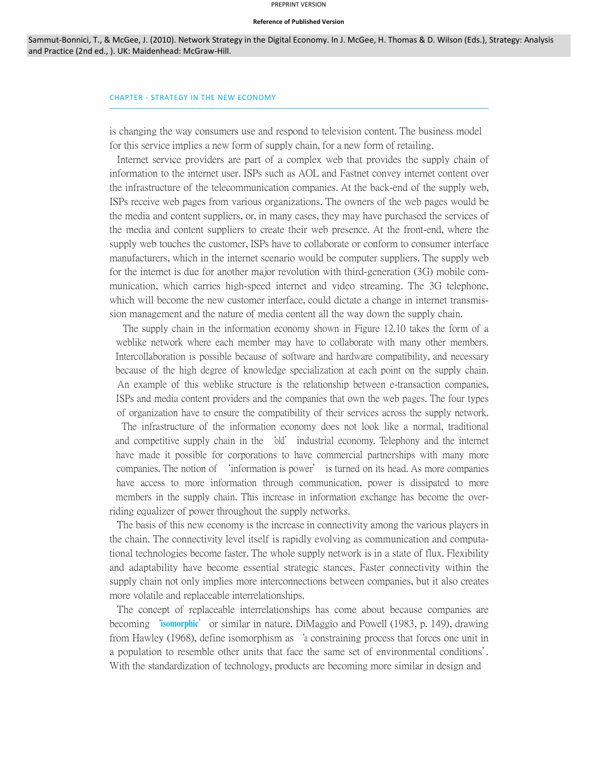is changing the way consumers use and respond to television content. The business model for this service implies a new form of supply chain, for a new form of retailing.

Internet service providers are part of a complex web that provides the supply chain of information to the internet user. ISPs such as AOL and Fastnet convey internet content over the infrastructure of the telecommunication companies. At the back-end of the supply web, ISPs receive web pages from various organizations. The owners of the web pages would be the media and content suppliers, or, in many cases, they may have purchased the services of the media and content suppliers to create their web presence. At the front-end, where the supply web touches the customer, ISPs have to collaborate or conform to consumer interface manufacturers, which in the internet scenario would be computer suppliers. The supply web for the internet is due for another major revolution with third-generation (3G) mobile communication, which carries high-speed internet and video streaming. The 3G telephone, which will become the new customer interface, could dictate a change in internet transmission management and the nature of media content all the way down the supply chain.

The supply chain in the information economy shown in Figure 12.10 takes the form of a weblike network where each member may have to collaborate with many other members. Intercollaboration is possible because of software and hardware compatibility, and necessary because of the high degree of knowledge specialization at each point on the supply chain. An example of this weblike structure is the relationship between e-transaction companies, ISPs and media content providers and the companies that own the web pages. The four types of organization have to ensure the compatibility of their services across the supply network.

The infrastructure of the information economy does not look like a normal, traditional and competitive supply chain in the 'old' industrial economy. Telephony and the internet have made it possible for corporations to have commercial partnerships with many more companies. The notion of 'information is power' is turned on its head. As more companies have access to more information through communication, power is dissipated to more members in the supply chain. This increase in information exchange has become the overriding equalizer of power throughout the supply networks.

The basis of this new economy is the increase in connectivity among the various players in the chain. The connectivity level itself is rapidly evolving as communication and computational technologies become faster. The whole supply network is in a state of flux. Flexibility and adaptability have become essential strategic stances. Faster connectivity within the supply chain not only implies more interconnections between companies, but it also creates more volatile and replaceable interrelationships.

The concept of replaceable interrelationships has come about because companies are becoming '**isomorphic**' or similar in nature. DiMaggio and Powell (1983, p. 149), drawing from Hawley (1968), define isomorphism as 'a constraining process that forces one unit in a population to resemble other units that face the same set of environmental conditions'. With the standardization of technology, products are becoming more similar in design and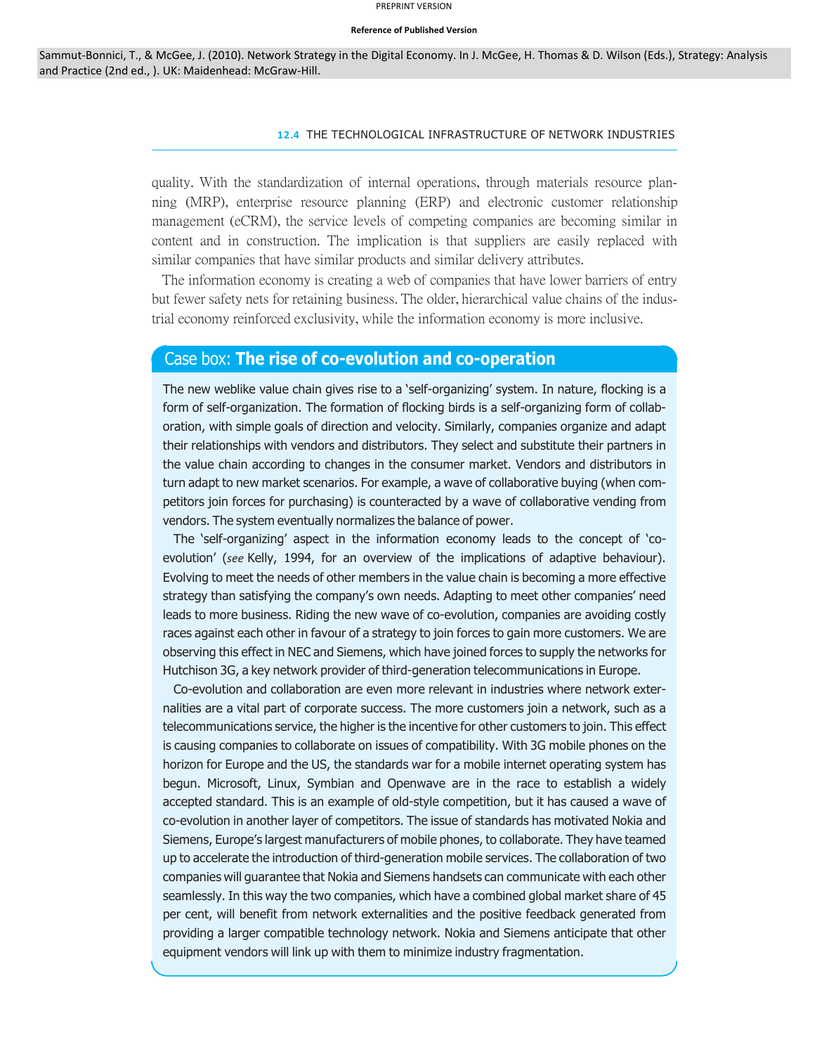quality. With the standardization of internal operations, through materials resource planning (MRP), enterprise resource planning (ERP) and electronic customer relationship management (eCRM), the service levels of competing companies are becoming similar in content and in construction. The implication is that suppliers are easily replaced with similar companies that have similar products and similar delivery attributes.

The information economy is creating a web of companies that have lower barriers of entry but fewer safety nets for retaining business. The older, hierarchical value chains of the industrial economy reinforced exclusivity, while the information economy is more inclusive.

## Case box: **The rise of co-evolution and co-operation**

The new weblike value chain gives rise to a 'self-organizing' system. In nature, flocking is a form of self-organization. The formation of flocking birds is a self-organizing form of collaboration, with simple goals of direction and velocity. Similarly, companies organize and adapt their relationships with vendors and distributors. They select and substitute their partners in the value chain according to changes in the consumer market. Vendors and distributors in turn adapt to new market scenarios. For example, a wave of collaborative buying (when competitors join forces for purchasing) is counteracted by a wave of collaborative vending from vendors. The system eventually normalizes the balance of power.

The 'self-organizing' aspect in the information economy leads to the concept of 'co-evolution' (*see* Kelly, 1994, for an overview of the implications of adaptive behaviour). Evolving to meet the needs of other members in the value chain is becoming a more effective strategy than satisfying the company's own needs. Adapting to meet other companies' need leads to more business. Riding the new wave of co-evolution, companies are avoiding costly races against each other in favour of a strategy to join forces to gain more customers. We are observing this effect in NEC and Siemens, which have joined forces to supply the networks for Hutchison 3G, a key network provider of third-generation telecommunications in Europe.

Co-evolution and collaboration are even more relevant in industries where network externalities are a vital part of corporate success. The more customers join a network, such as a telecommunications service, the higher is the incentive for other customers to join. This effect is causing companies to collaborate on issues of compatibility. With 3G mobile phones on the horizon for Europe and the US, the standards war for a mobile internet operating system has begun. Microsoft, Linux, Symbian and Openwave are in the race to establish a widely accepted standard. This is an example of old-style competition, but it has caused a wave of co-evolution in another layer of competitors. The issue of standards has motivated Nokia and Siemens, Europe's largest manufacturers of mobile phones, to collaborate. They have teamed up to accelerate the introduction of third-generation mobile services. The collaboration of two companies will guarantee that Nokia and Siemens handsets can communicate with each other seamlessly. In this way the two companies, which have a combined global market share of 45 per cent, will benefit from network externalities and the positive feedback generated from providing a larger compatible technology network. Nokia and Siemens anticipate that other equipment vendors will link up with them to minimize industry fragmentation.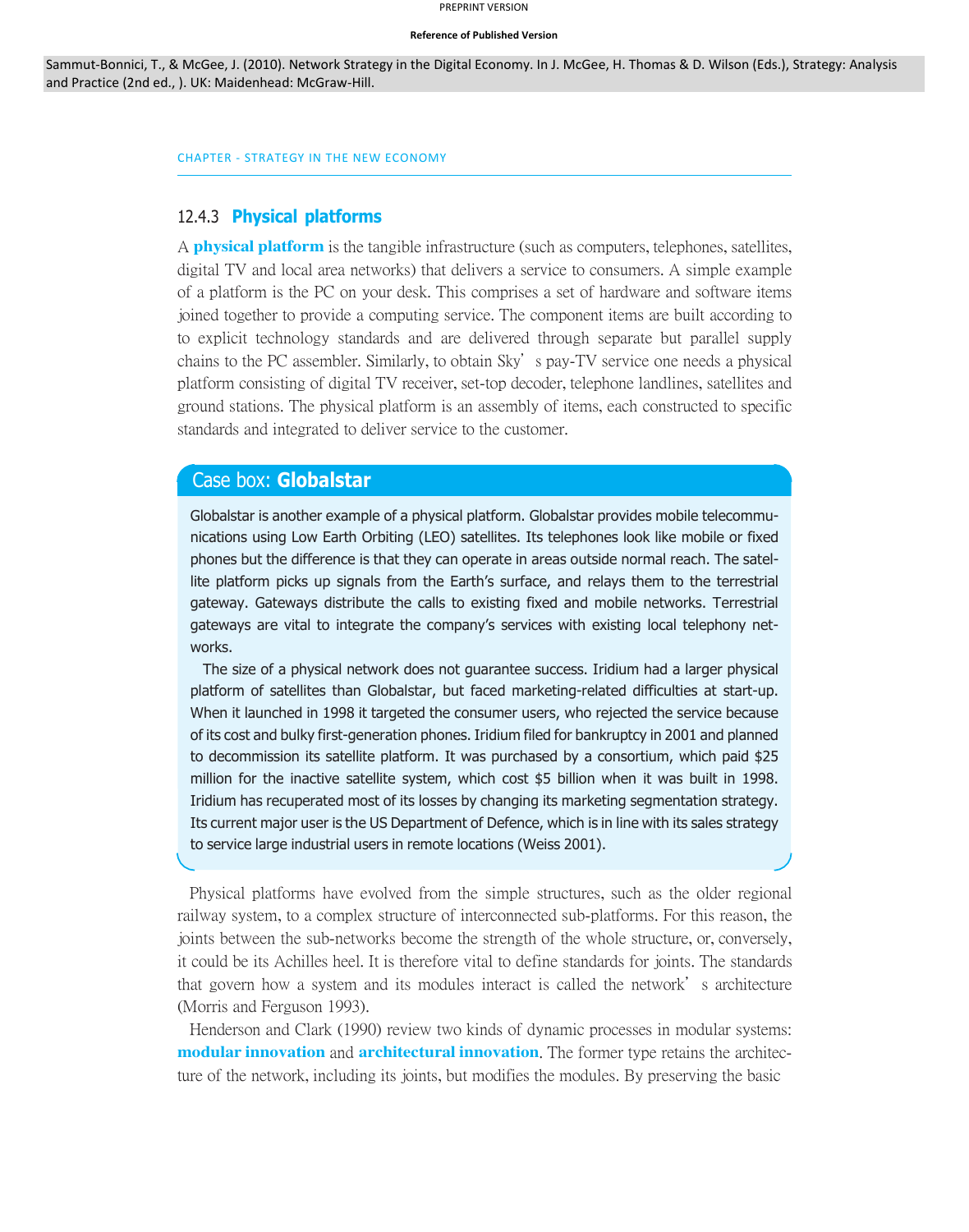## 12.4.3 Physical platforms

A **physical platform** is the tangible infrastructure (such as computers, telephones, satellites, digital TV and local area networks) that delivers a service to consumers. A simple example of a platform is the PC on your desk. This comprises a set of hardware and software items joined together to provide a computing service. The component items are built according to to explicit technology standards and are delivered through separate but parallel supply chains to the PC assembler. Similarly, to obtain Sky's pay-TV service one needs a physical platform consisting of digital TV receiver, set-top decoder, telephone landlines, satellites and ground stations. The physical platform is an assembly of items, each constructed to specific standards and integrated to deliver service to the customer.

### Case box: Globalstar

Globalstar is another example of a physical platform. Globalstar provides mobile telecommunications using Low Earth Orbiting (LEO) satellites. Its telephones look like mobile or fixed phones but the difference is that they can operate in areas outside normal reach. The satellite platform picks up signals from the Earth's surface, and relays them to the terrestrial gateway. Gateways distribute the calls to existing fixed and mobile networks. Terrestrial gateways are vital to integrate the company's services with existing local telephony networks.

The size of a physical network does not guarantee success. Iridium had a larger physical platform of satellites than Globalstar, but faced marketing-related difficulties at start-up. When it launched in 1998 it targeted the consumer users, who rejected the service because of its cost and bulky first-generation phones. Iridium filed for bankruptcy in 2001 and planned to decommission its satellite platform. It was purchased by a consortium, which paid $25 million for the inactive satellite system, which cost $5 billion when it was built in 1998. Iridium has recuperated most of its losses by changing its marketing segmentation strategy. Its current major user is the US Department of Defence, which is in line with its sales strategy to service large industrial users in remote locations (Weiss 2001).

Physical platforms have evolved from the simple structures, such as the older regional railway system, to a complex structure of interconnected sub-platforms. For this reason, the joints between the sub-networks become the strength of the whole structure, or, conversely, it could be its Achilles heel. It is therefore vital to define standards for joints. The standards that govern how a system and its modules interact is called the network's architecture (Morris and Ferguson 1993).

Henderson and Clark (1990) review two kinds of dynamic processes in modular systems: **modular innovation** and **architectural innovation**. The former type retains the architecture of the network, including its joints, but modifies the modules. By preserving the basic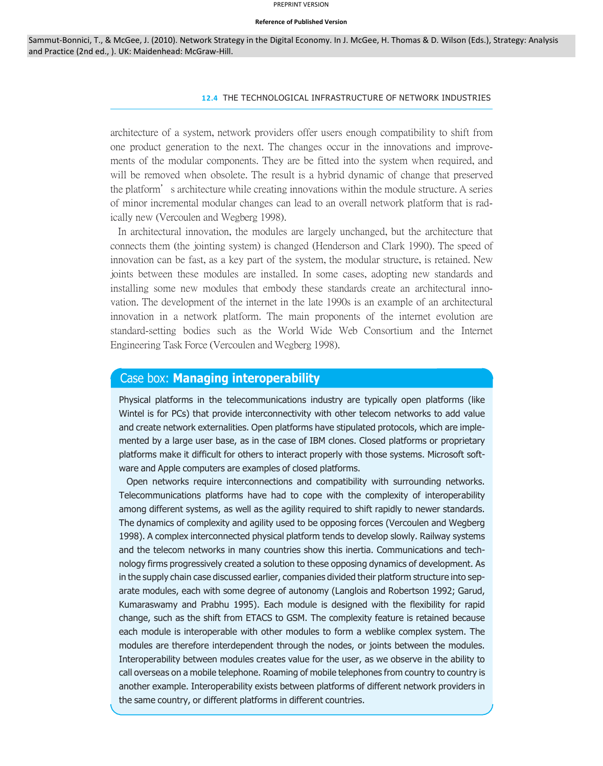PREPRINT VERSION

**Reference of Published Version**

Sammut-Bonnici, T., & McGee, J. (2010). Network Strategy in the Digital Economy. In J. McGee, H. Thomas & D. Wilson (Eds.), Strategy: Analysis and Practice (2nd ed., ). UK: Maidenhead: McGraw-Hill.

architecture of a system, network providers offer users enough compatibility to shift from one product generation to the next. The changes occur in the innovations and improvements of the modular components. They are be fitted into the system when required, and will be removed when obsolete. The result is a hybrid dynamic of change that preserved the platform's architecture while creating innovations within the module structure. A series of minor incremental modular changes can lead to an overall network platform that is radically new (Vercoulen and Wegberg 1998).

In architectural innovation, the modules are largely unchanged, but the architecture that connects them (the jointing system) is changed (Henderson and Clark 1990). The speed of innovation can be fast, as a key part of the system, the modular structure, is retained. New joints between these modules are installed. In some cases, adopting new standards and installing some new modules that embody these standards create an architectural innovation. The development of the internet in the late 1990s is an example of an architectural innovation in a network platform. The main proponents of the internet evolution are standard-setting bodies such as the World Wide Web Consortium and the Internet Engineering Task Force (Vercoulen and Wegberg 1998).

## Case box: **Managing interoperability**

Physical platforms in the telecommunications industry are typically open platforms (like Wintel is for PCs) that provide interconnectivity with other telecom networks to add value and create network externalities. Open platforms have stipulated protocols, which are implemented by a large user base, as in the case of IBM clones. Closed platforms or proprietary platforms make it difficult for others to interact properly with those systems. Microsoft software and Apple computers are examples of closed platforms.

Open networks require interconnections and compatibility with surrounding networks. Telecommunications platforms have had to cope with the complexity of interoperability among different systems, as well as the agility required to shift rapidly to newer standards. The dynamics of complexity and agility used to be opposing forces (Vercoulen and Wegberg 1998). A complex interconnected physical platform tends to develop slowly. Railway systems and the telecom networks in many countries show this inertia. Communications and technology firms progressively created a solution to these opposing dynamics of development. As in the supply chain case discussed earlier, companies divided their platform structure into separate modules, each with some degree of autonomy (Langlois and Robertson 1992; Garud, Kumaraswamy and Prabhu 1995). Each module is designed with the flexibility for rapid change, such as the shift from ETACS to GSM. The complexity feature is retained because each module is interoperable with other modules to form a weblike complex system. The modules are therefore interdependent through the nodes, or joints between the modules. Interoperability between modules creates value for the user, as we observe in the ability to call overseas on a mobile telephone. Roaming of mobile telephones from country to country is another example. Interoperability exists between platforms of different network providers in the same country, or different platforms in different countries.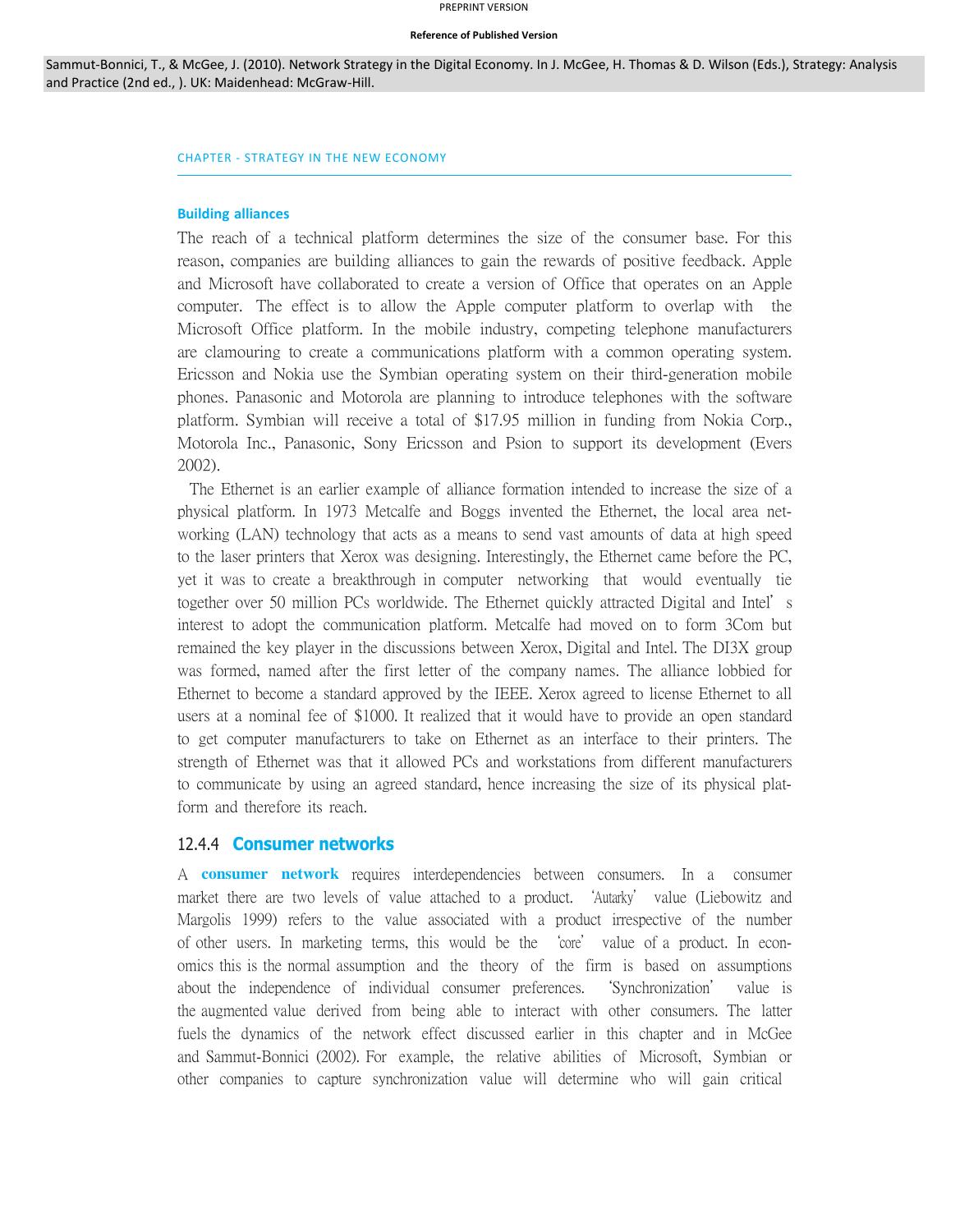## Building alliances

The reach of a technical platform determines the size of the consumer base. For this reason, companies are building alliances to gain the rewards of positive feedback. Apple and Microsoft have collaborated to create a version of Office that operates on an Apple computer. The effect is to allow the Apple computer platform to overlap with the Microsoft Office platform. In the mobile industry, competing telephone manufacturers are clamouring to create a communications platform with a common operating system. Ericsson and Nokia use the Symbian operating system on their third-generation mobile phones. Panasonic and Motorola are planning to introduce telephones with the software platform. Symbian will receive a total of $17.95 million in funding from Nokia Corp., Motorola Inc., Panasonic, Sony Ericsson and Psion to support its development (Evers 2002).

The Ethernet is an earlier example of alliance formation intended to increase the size of a physical platform. In 1973 Metcalfe and Boggs invented the Ethernet, the local area networking (LAN) technology that acts as a means to send vast amounts of data at high speed to the laser printers that Xerox was designing. Interestingly, the Ethernet came before the PC, yet it was to create a breakthrough in computer networking that would eventually tie together over 50 million PCs worldwide. The Ethernet quickly attracted Digital and Intel's interest to adopt the communication platform. Metcalfe had moved on to form 3Com but remained the key player in the discussions between Xerox, Digital and Intel. The DI3X group was formed, named after the first letter of the company names. The alliance lobbied for Ethernet to become a standard approved by the IEEE. Xerox agreed to license Ethernet to all users at a nominal fee of $1000. It realized that it would have to provide an open standard to get computer manufacturers to take on Ethernet as an interface to their printers. The strength of Ethernet was that it allowed PCs and workstations from different manufacturers to communicate by using an agreed standard, hence increasing the size of its physical platform and therefore its reach.

### 12.4.4 Consumer networks

A **consumer network** requires interdependencies between consumers. In a consumer market there are two levels of value attached to a product. 'Autarky' value (Liebowitz and Margolis 1999) refers to the value associated with a product irrespective of the number of other users. In marketing terms, this would be the 'core' value of a product. In economics this is the normal assumption and the theory of the firm is based on assumptions about the independence of individual consumer preferences. 'Synchronization' value is the augmented value derived from being able to interact with other consumers. The latter fuels the dynamics of the network effect discussed earlier in this chapter and in McGee and Sammut-Bonnici (2002). For example, the relative abilities of Microsoft, Symbian or other companies to capture synchronization value will determine who will gain critical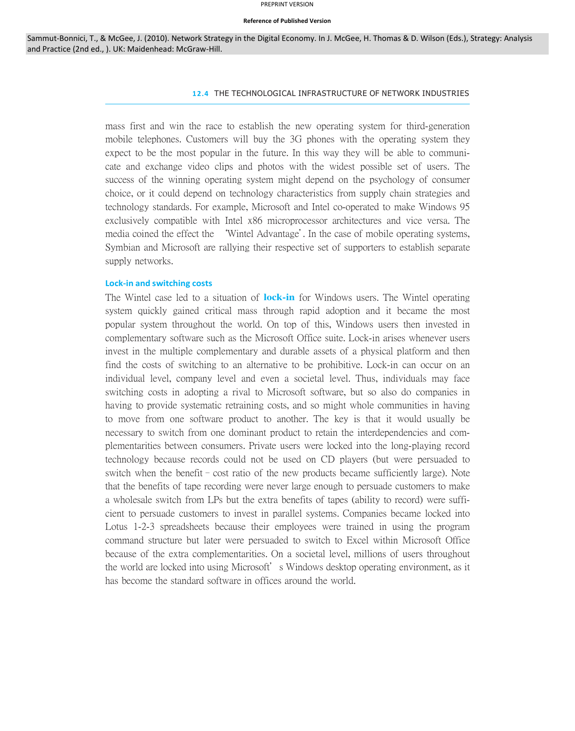mass first and win the race to establish the new operating system for third-generation mobile telephones. Customers will buy the 3G phones with the operating system they expect to be the most popular in the future. In this way they will be able to communicate and exchange video clips and photos with the widest possible set of users. The success of the winning operating system might depend on the psychology of consumer choice, or it could depend on technology characteristics from supply chain strategies and technology standards. For example, Microsoft and Intel co-operated to make Windows 95 exclusively compatible with Intel x86 microprocessor architectures and vice versa. The media coined the effect the 'Wintel Advantage'. In the case of mobile operating systems, Symbian and Microsoft are rallying their respective set of supporters to establish separate supply networks.

### Lock-in and switching costs

The Wintel case led to a situation of **lock-in** for Windows users. The Wintel operating system quickly gained critical mass through rapid adoption and it became the most popular system throughout the world. On top of this, Windows users then invested in complementary software such as the Microsoft Office suite. Lock-in arises whenever users invest in the multiple complementary and durable assets of a physical platform and then find the costs of switching to an alternative to be prohibitive. Lock-in can occur on an individual level, company level and even a societal level. Thus, individuals may face switching costs in adopting a rival to Microsoft software, but so also do companies in having to provide systematic retraining costs, and so might whole communities in having to move from one software product to another. The key is that it would usually be necessary to switch from one dominant product to retain the interdependencies and complementarities between consumers. Private users were locked into the long-playing record technology because records could not be used on CD players (but were persuaded to switch when the benefit–cost ratio of the new products became sufficiently large). Note that the benefits of tape recording were never large enough to persuade customers to make a wholesale switch from LPs but the extra benefits of tapes (ability to record) were sufficient to persuade customers to invest in parallel systems. Companies became locked into Lotus 1-2-3 spreadsheets because their employees were trained in using the program command structure but later were persuaded to switch to Excel within Microsoft Office because of the extra complementarities. On a societal level, millions of users throughout the world are locked into using Microsoft's Windows desktop operating environment, as it has become the standard software in offices around the world.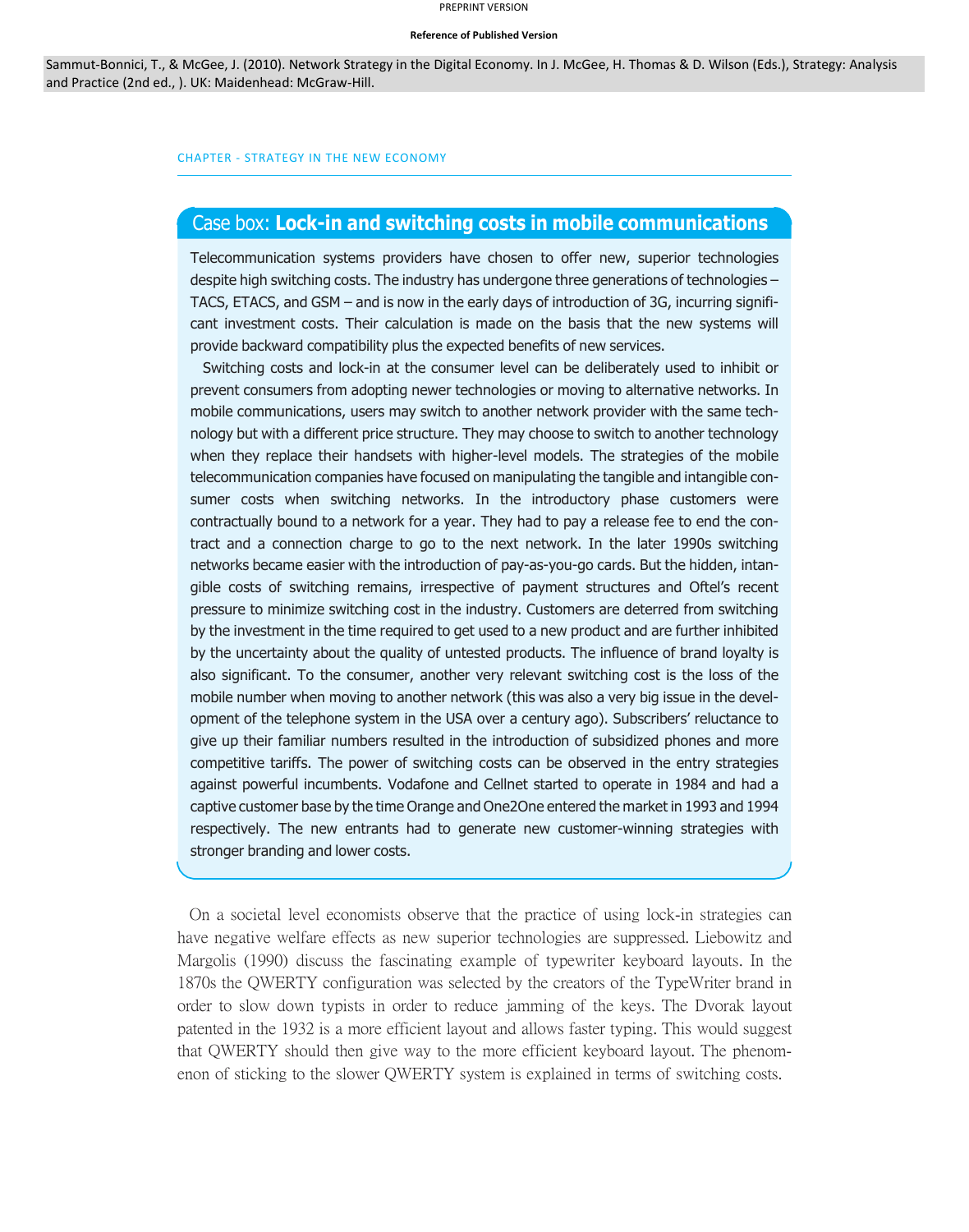PREPRINT VERSION

**Reference of Published Version**

Sammut-Bonnici, T., & McGee, J. (2010). Network Strategy in the Digital Economy. In J. McGee, H. Thomas & D. Wilson (Eds.), Strategy: Analysis and Practice (2nd ed., ). UK: Maidenhead: McGraw-Hill.

CHAPTER - STRATEGY IN THE NEW ECONOMY

## Case box: **Lock-in and switching costs in mobile communications**

Telecommunication systems providers have chosen to offer new, superior technologies despite high switching costs. The industry has undergone three generations of technologies – TACS, ETACS, and GSM – and is now in the early days of introduction of 3G, incurring significant investment costs. Their calculation is made on the basis that the new systems will provide backward compatibility plus the expected benefits of new services.

Switching costs and lock-in at the consumer level can be deliberately used to inhibit or prevent consumers from adopting newer technologies or moving to alternative networks. In mobile communications, users may switch to another network provider with the same technology but with a different price structure. They may choose to switch to another technology when they replace their handsets with higher-level models. The strategies of the mobile telecommunication companies have focused on manipulating the tangible and intangible consumer costs when switching networks. In the introductory phase customers were contractually bound to a network for a year. They had to pay a release fee to end the contract and a connection charge to go to the next network. In the later 1990s switching networks became easier with the introduction of pay-as-you-go cards. But the hidden, intangible costs of switching remains, irrespective of payment structures and Oftel's recent pressure to minimize switching cost in the industry. Customers are deterred from switching by the investment in the time required to get used to a new product and are further inhibited by the uncertainty about the quality of untested products. The influence of brand loyalty is also significant. To the consumer, another very relevant switching cost is the loss of the mobile number when moving to another network (this was also a very big issue in the development of the telephone system in the USA over a century ago). Subscribers' reluctance to give up their familiar numbers resulted in the introduction of subsidized phones and more competitive tariffs. The power of switching costs can be observed in the entry strategies against powerful incumbents. Vodafone and Cellnet started to operate in 1984 and had a captive customer base by the time Orange and One2One entered the market in 1993 and 1994 respectively. The new entrants had to generate new customer-winning strategies with stronger branding and lower costs.

On a societal level economists observe that the practice of using lock-in strategies can have negative welfare effects as new superior technologies are suppressed. Liebowitz and Margolis (1990) discuss the fascinating example of typewriter keyboard layouts. In the 1870s the QWERTY configuration was selected by the creators of the TypeWriter brand in order to slow down typists in order to reduce jamming of the keys. The Dvorak layout patented in the 1932 is a more efficient layout and allows faster typing. This would suggest that QWERTY should then give way to the more efficient keyboard layout. The phenomenon of sticking to the slower QWERTY system is explained in terms of switching costs.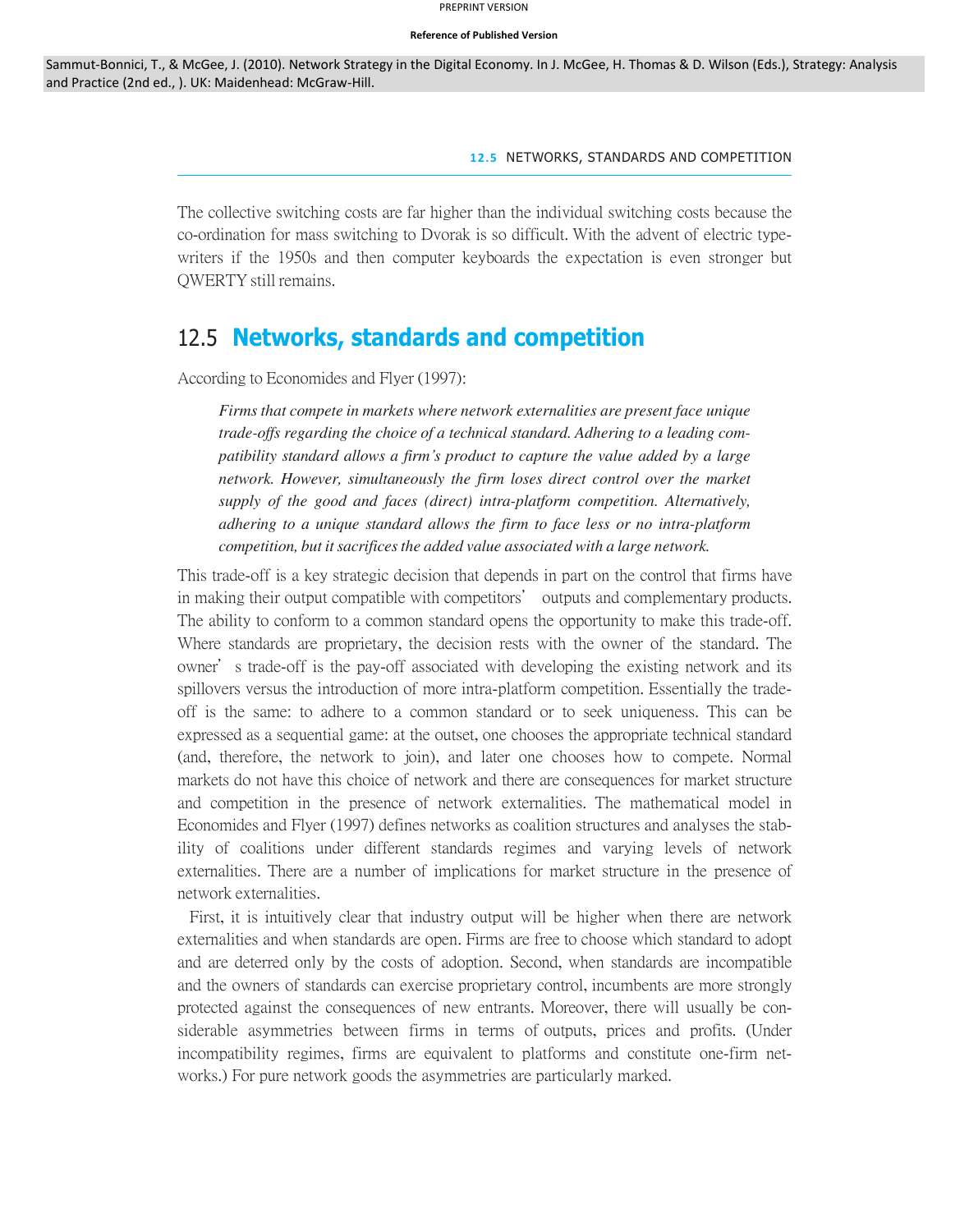The collective switching costs are far higher than the individual switching costs because the co-ordination for mass switching to Dvorak is so difficult. With the advent of electric typewriters if the 1950s and then computer keyboards the expectation is even stronger but QWERTY still remains.

## 12.5 Networks, standards and competition

According to Economides and Flyer (1997):

> *Firms that compete in markets where network externalities are present face unique trade-offs regarding the choice of a technical standard. Adhering to a leading compatibility standard allows a firm's product to capture the value added by a large network. However, simultaneously the firm loses direct control over the market supply of the good and faces (direct) intra-platform competition. Alternatively, adhering to a unique standard allows the firm to face less or no intra-platform competition, but it sacrifices the added value associated with a large network.*

This trade-off is a key strategic decision that depends in part on the control that firms have in making their output compatible with competitors' outputs and complementary products. The ability to conform to a common standard opens the opportunity to make this trade-off. Where standards are proprietary, the decision rests with the owner of the standard. The owner's trade-off is the pay-off associated with developing the existing network and its spillovers versus the introduction of more intra-platform competition. Essentially the trade-off is the same: to adhere to a common standard or to seek uniqueness. This can be expressed as a sequential game: at the outset, one chooses the appropriate technical standard (and, therefore, the network to join), and later one chooses how to compete. Normal markets do not have this choice of network and there are consequences for market structure and competition in the presence of network externalities. The mathematical model in Economides and Flyer (1997) defines networks as coalition structures and analyses the stability of coalitions under different standards regimes and varying levels of network externalities. There are a number of implications for market structure in the presence of network externalities.

First, it is intuitively clear that industry output will be higher when there are network externalities and when standards are open. Firms are free to choose which standard to adopt and are deterred only by the costs of adoption. Second, when standards are incompatible and the owners of standards can exercise proprietary control, incumbents are more strongly protected against the consequences of new entrants. Moreover, there will usually be considerable asymmetries between firms in terms of outputs, prices and profits. (Under incompatibility regimes, firms are equivalent to platforms and constitute one-firm networks.) For pure network goods the asymmetries are particularly marked.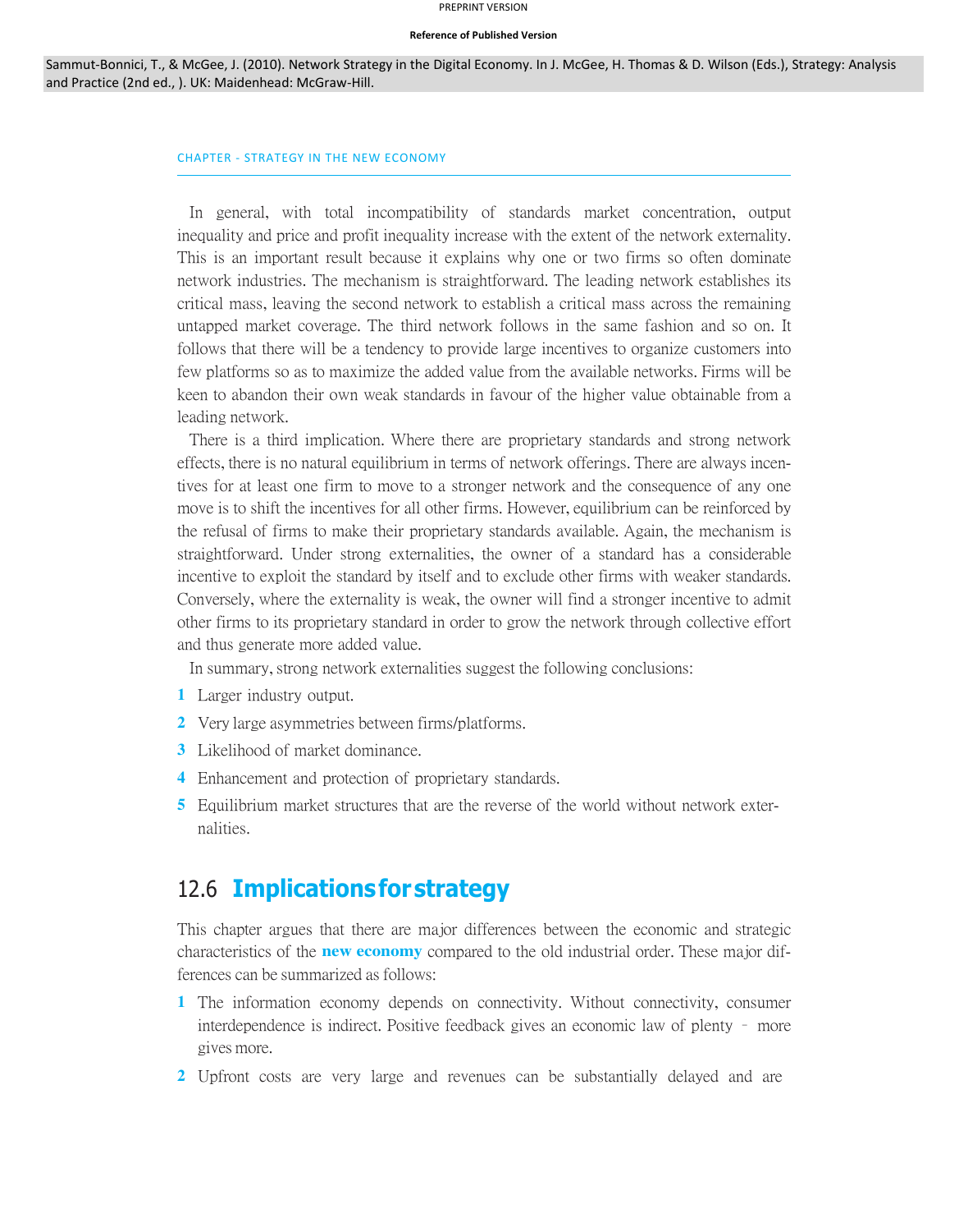In general, with total incompatibility of standards market concentration, output inequality and price and profit inequality increase with the extent of the network externality. This is an important result because it explains why one or two firms so often dominate network industries. The mechanism is straightforward. The leading network establishes its critical mass, leaving the second network to establish a critical mass across the remaining untapped market coverage. The third network follows in the same fashion and so on. It follows that there will be a tendency to provide large incentives to organize customers into few platforms so as to maximize the added value from the available networks. Firms will be keen to abandon their own weak standards in favour of the higher value obtainable from a leading network.

There is a third implication. Where there are proprietary standards and strong network effects, there is no natural equilibrium in terms of network offerings. There are always incentives for at least one firm to move to a stronger network and the consequence of any one move is to shift the incentives for all other firms. However, equilibrium can be reinforced by the refusal of firms to make their proprietary standards available. Again, the mechanism is straightforward. Under strong externalities, the owner of a standard has a considerable incentive to exploit the standard by itself and to exclude other firms with weaker standards. Conversely, where the externality is weak, the owner will find a stronger incentive to admit other firms to its proprietary standard in order to grow the network through collective effort and thus generate more added value.

In summary, strong network externalities suggest the following conclusions:

1. Larger industry output.
2. Very large asymmetries between firms/platforms.
3. Likelihood of market dominance.
4. Enhancement and protection of proprietary standards.
5. Equilibrium market structures that are the reverse of the world without network externalities.

## 12.6 Implications for strategy

This chapter argues that there are major differences between the economic and strategic characteristics of the **new economy** compared to the old industrial order. These major differences can be summarized as follows:

1. The information economy depends on connectivity. Without connectivity, consumer interdependence is indirect. Positive feedback gives an economic law of plenty – more gives more.
2. Upfront costs are very large and revenues can be substantially delayed and are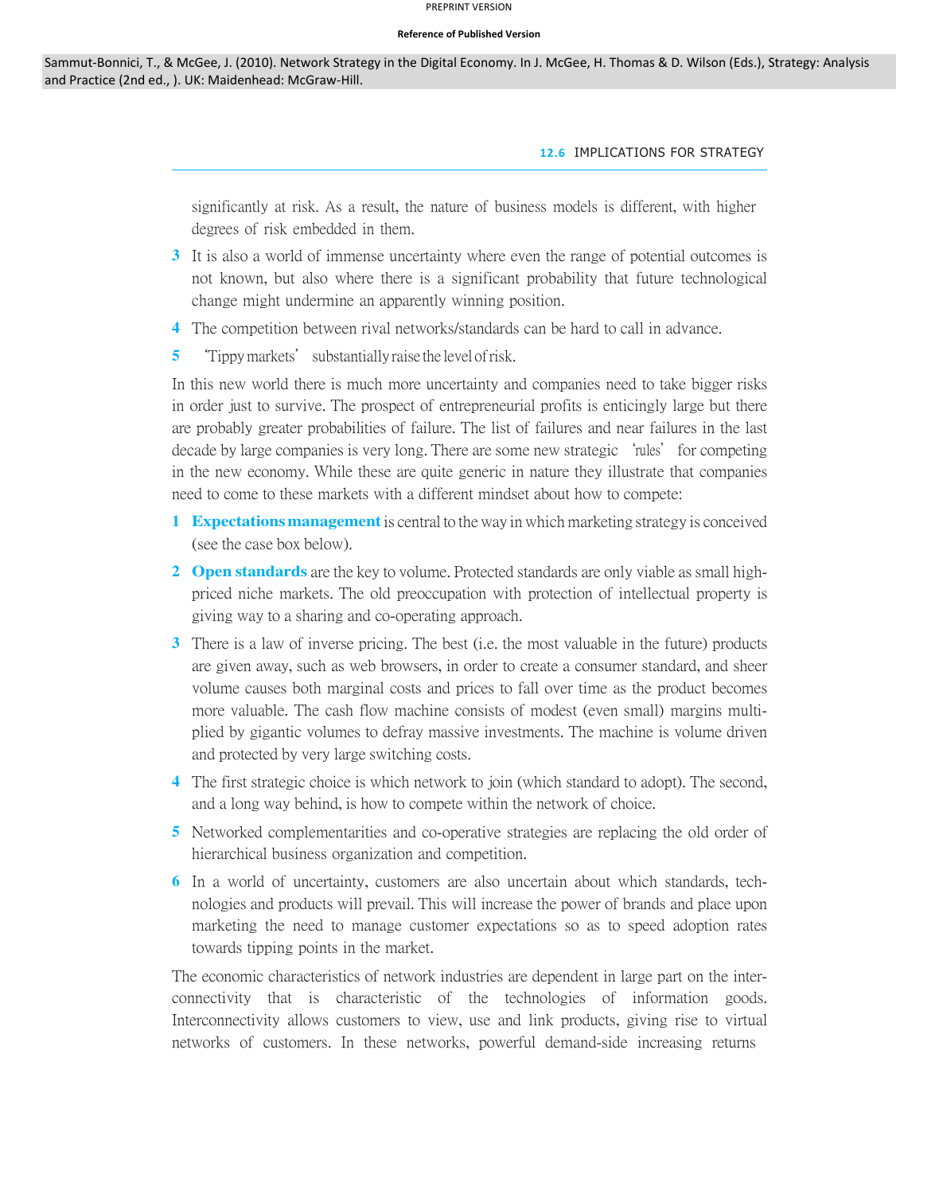PREPRINT VERSION

**Reference of Published Version**

Sammut-Bonnici, T., & McGee, J. (2010). Network Strategy in the Digital Economy. In J. McGee, H. Thomas & D. Wilson (Eds.), Strategy: Analysis and Practice (2nd ed., ). UK: Maidenhead: McGraw-Hill.

significantly at risk. As a result, the nature of business models is different, with higher degrees of risk embedded in them.

3 It is also a world of immense uncertainty where even the range of potential outcomes is not known, but also where there is a significant probability that future technological change might undermine an apparently winning position.

4 The competition between rival networks/standards can be hard to call in advance.

5 'Tippy markets' substantially raise the level of risk.

In this new world there is much more uncertainty and companies need to take bigger risks in order just to survive. The prospect of entrepreneurial profits is enticingly large but there are probably greater probabilities of failure. The list of failures and near failures in the last decade by large companies is very long. There are some new strategic 'rules' for competing in the new economy. While these are quite generic in nature they illustrate that companies need to come to these markets with a different mindset about how to compete:

1 **Expectations management** is central to the way in which marketing strategy is conceived (see the case box below).

2 **Open standards** are the key to volume. Protected standards are only viable as small high-priced niche markets. The old preoccupation with protection of intellectual property is giving way to a sharing and co-operating approach.

3 There is a law of inverse pricing. The best (i.e. the most valuable in the future) products are given away, such as web browsers, in order to create a consumer standard, and sheer volume causes both marginal costs and prices to fall over time as the product becomes more valuable. The cash flow machine consists of modest (even small) margins multiplied by gigantic volumes to defray massive investments. The machine is volume driven and protected by very large switching costs.

4 The first strategic choice is which network to join (which standard to adopt). The second, and a long way behind, is how to compete within the network of choice.

5 Networked complementarities and co-operative strategies are replacing the old order of hierarchical business organization and competition.

6 In a world of uncertainty, customers are also uncertain about which standards, technologies and products will prevail. This will increase the power of brands and place upon marketing the need to manage customer expectations so as to speed adoption rates towards tipping points in the market.

The economic characteristics of network industries are dependent in large part on the interconnectivity that is characteristic of the technologies of information goods. Interconnectivity allows customers to view, use and link products, giving rise to virtual networks of customers. In these networks, powerful demand-side increasing returns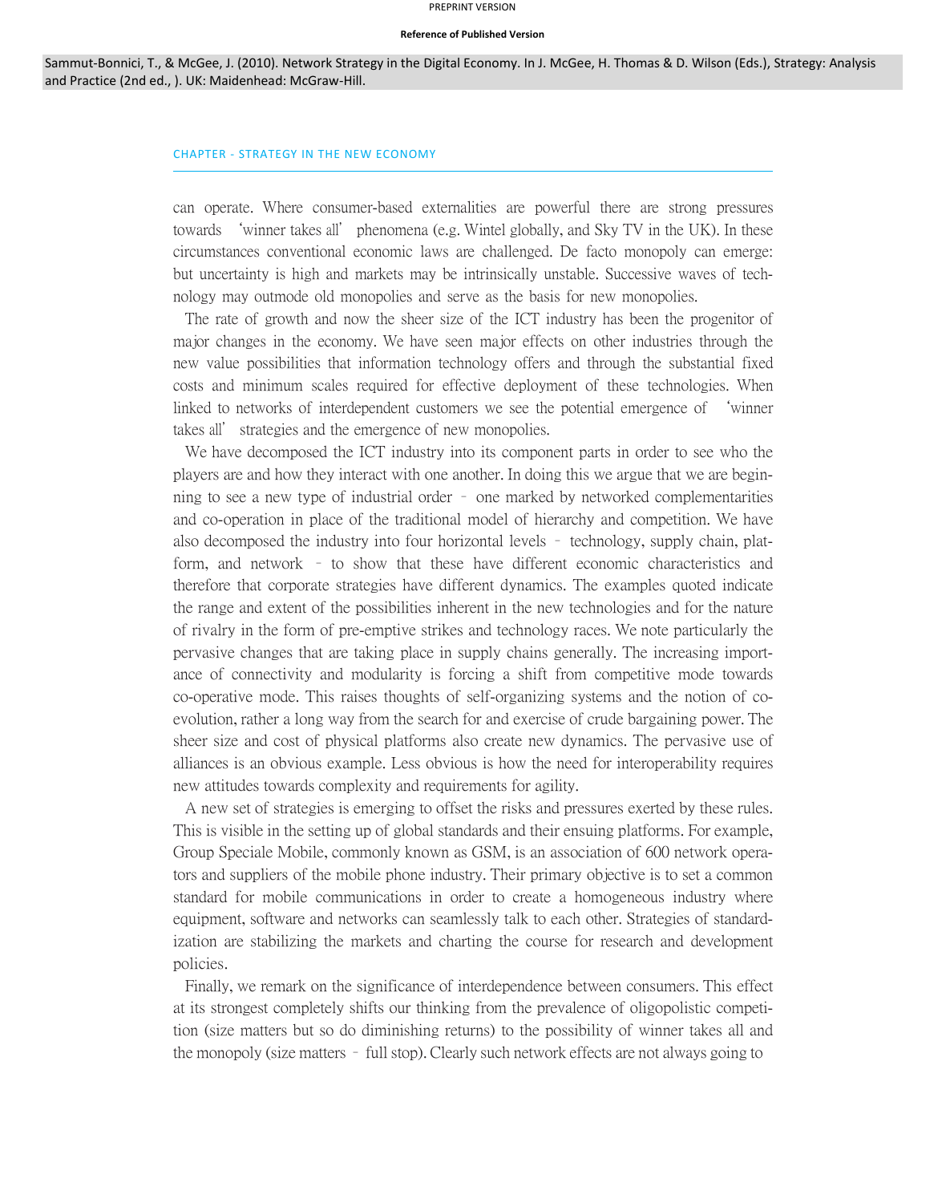can operate. Where consumer-based externalities are powerful there are strong pressures towards 'winner takes all' phenomena (e.g. Wintel globally, and Sky TV in the UK). In these circumstances conventional economic laws are challenged. De facto monopoly can emerge: but uncertainty is high and markets may be intrinsically unstable. Successive waves of technology may outmode old monopolies and serve as the basis for new monopolies.

The rate of growth and now the sheer size of the ICT industry has been the progenitor of major changes in the economy. We have seen major effects on other industries through the new value possibilities that information technology offers and through the substantial fixed costs and minimum scales required for effective deployment of these technologies. When linked to networks of interdependent customers we see the potential emergence of 'winner takes all' strategies and the emergence of new monopolies.

We have decomposed the ICT industry into its component parts in order to see who the players are and how they interact with one another. In doing this we argue that we are beginning to see a new type of industrial order – one marked by networked complementarities and co-operation in place of the traditional model of hierarchy and competition. We have also decomposed the industry into four horizontal levels – technology, supply chain, platform, and network – to show that these have different economic characteristics and therefore that corporate strategies have different dynamics. The examples quoted indicate the range and extent of the possibilities inherent in the new technologies and for the nature of rivalry in the form of pre-emptive strikes and technology races. We note particularly the pervasive changes that are taking place in supply chains generally. The increasing importance of connectivity and modularity is forcing a shift from competitive mode towards co-operative mode. This raises thoughts of self-organizing systems and the notion of co-evolution, rather a long way from the search for and exercise of crude bargaining power. The sheer size and cost of physical platforms also create new dynamics. The pervasive use of alliances is an obvious example. Less obvious is how the need for interoperability requires new attitudes towards complexity and requirements for agility.

A new set of strategies is emerging to offset the risks and pressures exerted by these rules. This is visible in the setting up of global standards and their ensuing platforms. For example, Group Speciale Mobile, commonly known as GSM, is an association of 600 network operators and suppliers of the mobile phone industry. Their primary objective is to set a common standard for mobile communications in order to create a homogeneous industry where equipment, software and networks can seamlessly talk to each other. Strategies of standardization are stabilizing the markets and charting the course for research and development policies.

Finally, we remark on the significance of interdependence between consumers. This effect at its strongest completely shifts our thinking from the prevalence of oligopolistic competition (size matters but so do diminishing returns) to the possibility of winner takes all and the monopoly (size matters – full stop). Clearly such network effects are not always going to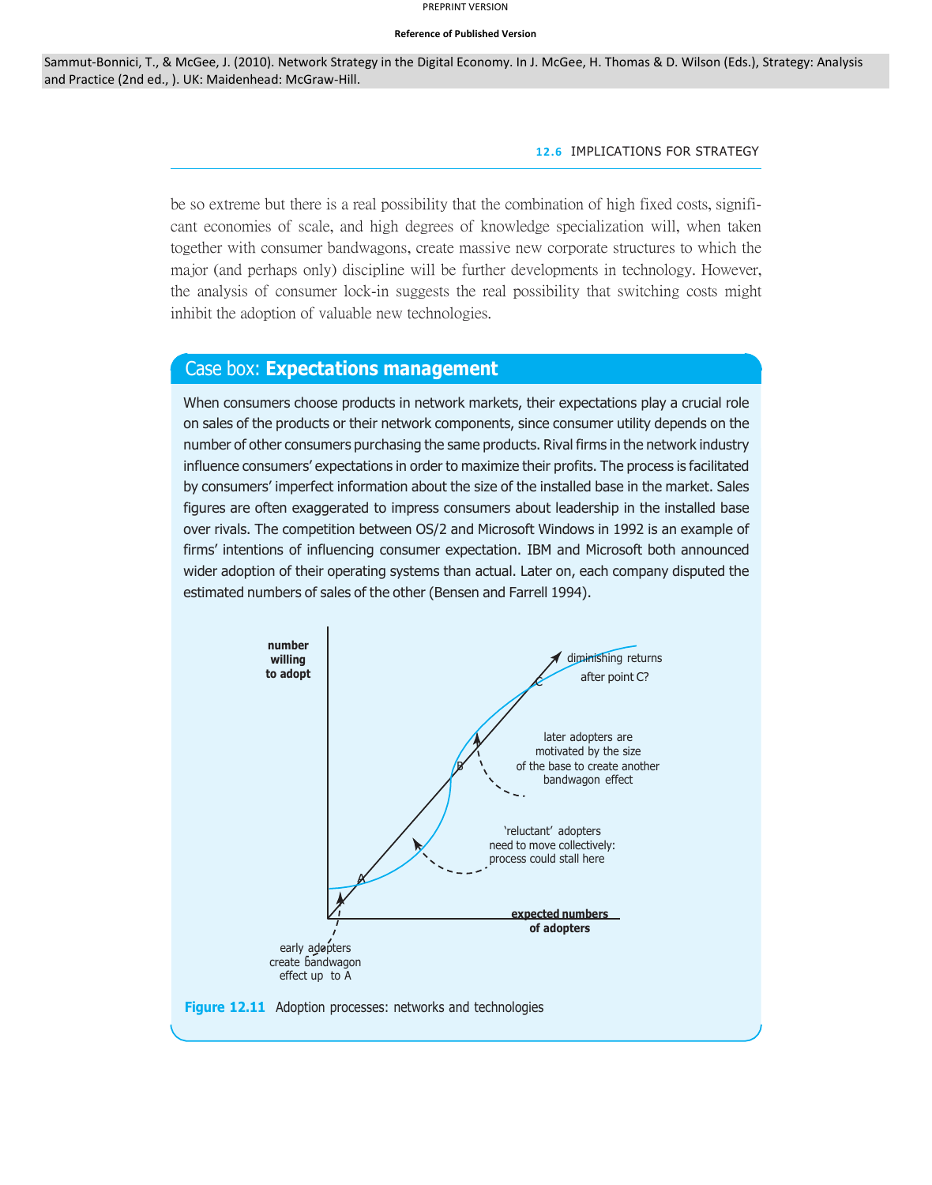PREPRINT VERSION

**Reference of Published Version**

Sammut-Bonnici, T., & McGee, J. (2010). Network Strategy in the Digital Economy. In J. McGee, H. Thomas & D. Wilson (Eds.), Strategy: Analysis and Practice (2nd ed., ). UK: Maidenhead: McGraw-Hill.

be so extreme but there is a real possibility that the combination of high fixed costs, significant economies of scale, and high degrees of knowledge specialization will, when taken together with consumer bandwagons, create massive new corporate structures to which the major (and perhaps only) discipline will be further developments in technology. However, the analysis of consumer lock-in suggests the real possibility that switching costs might inhibit the adoption of valuable new technologies.

## Case box: **Expectations management**

When consumers choose products in network markets, their expectations play a crucial role on sales of the products or their network components, since consumer utility depends on the number of other consumers purchasing the same products. Rival firms in the network industry influence consumers' expectations in order to maximize their profits. The process is facilitated by consumers' imperfect information about the size of the installed base in the market. Sales figures are often exaggerated to impress consumers about leadership in the installed base over rivals. The competition between OS/2 and Microsoft Windows in 1992 is an example of firms' intentions of influencing consumer expectation. IBM and Microsoft both announced wider adoption of their operating systems than actual. Later on, each company disputed the estimated numbers of sales of the other (Bensen and Farrell 1994).

**Figure 12.11** Adoption processes: networks and technologies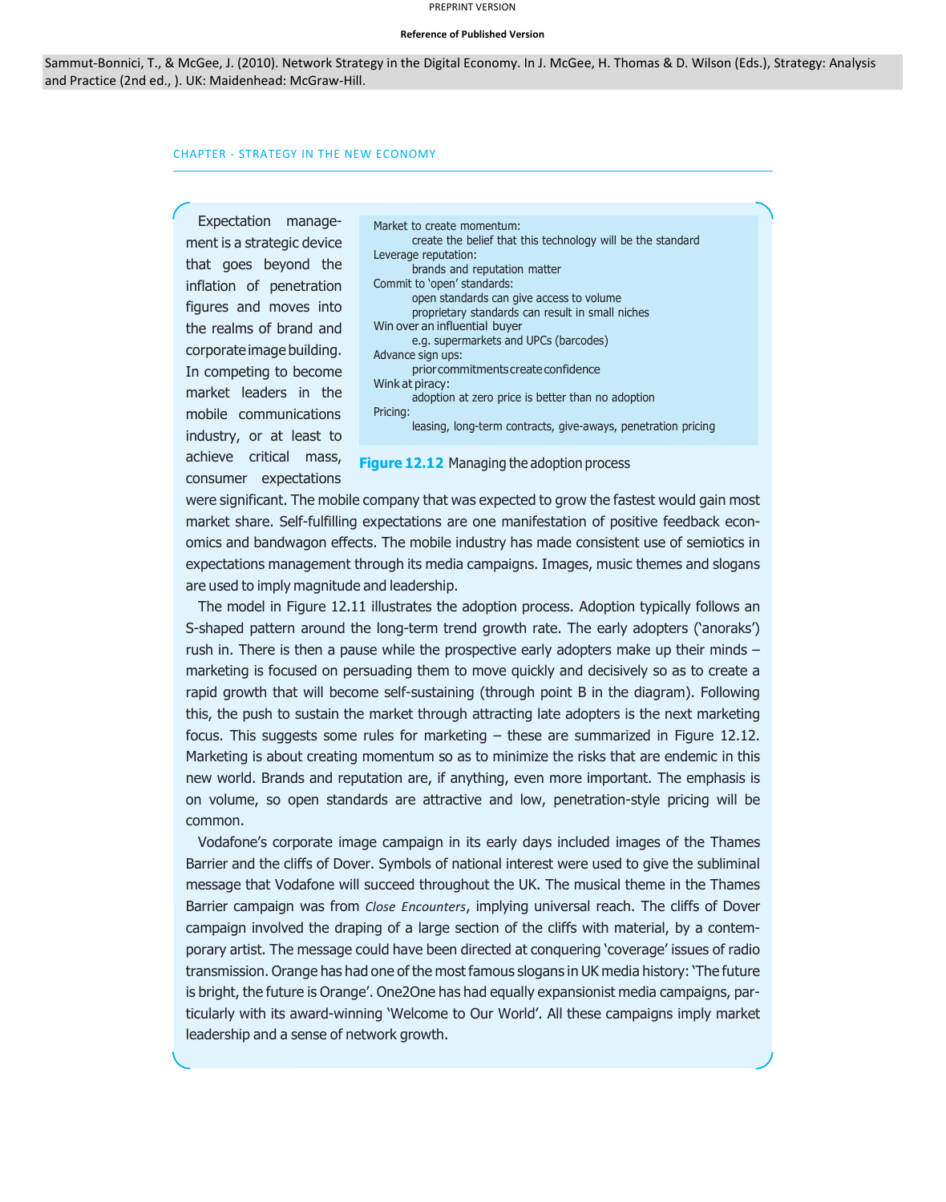PREPRINT VERSION

**Reference of Published Version**

Sammut-Bonnici, T., & McGee, J. (2010). Network Strategy in the Digital Economy. In J. McGee, H. Thomas & D. Wilson (Eds.), Strategy: Analysis and Practice (2nd ed., ). UK: Maidenhead: McGraw-Hill.

CHAPTER - STRATEGY IN THE NEW ECONOMY

Market to create momentum:
- create the belief that this technology will be the standard

Leverage reputation:
- brands and reputation matter

Commit to 'open' standards:
- open standards can give access to volume
- proprietary standards can result in small niches

Win over an influential buyer
- e.g. supermarkets and UPCs (barcodes)

Advance sign ups:
- prior commitments create confidence

Wink at piracy:
- adoption at zero price is better than no adoption

Pricing:
- leasing, long-term contracts, give-aways, penetration pricing

**Figure 12.12** Managing the adoption process

Expectation management is a strategic device that goes beyond the inflation of penetration figures and moves into the realms of brand and corporate image building. In competing to become market leaders in the mobile communications industry, or at least to achieve critical mass, consumer expectations were significant. The mobile company that was expected to grow the fastest would gain most market share. Self-fulfilling expectations are one manifestation of positive feedback economics and bandwagon effects. The mobile industry has made consistent use of semiotics in expectations management through its media campaigns. Images, music themes and slogans are used to imply magnitude and leadership.

The model in Figure 12.11 illustrates the adoption process. Adoption typically follows an S-shaped pattern around the long-term trend growth rate. The early adopters ('anoraks') rush in. There is then a pause while the prospective early adopters make up their minds – marketing is focused on persuading them to move quickly and decisively so as to create a rapid growth that will become self-sustaining (through point B in the diagram). Following this, the push to sustain the market through attracting late adopters is the next marketing focus. This suggests some rules for marketing – these are summarized in Figure 12.12. Marketing is about creating momentum so as to minimize the risks that are endemic in this new world. Brands and reputation are, if anything, even more important. The emphasis is on volume, so open standards are attractive and low, penetration-style pricing will be common.

Vodafone's corporate image campaign in its early days included images of the Thames Barrier and the cliffs of Dover. Symbols of national interest were used to give the subliminal message that Vodafone will succeed throughout the UK. The musical theme in the Thames Barrier campaign was from *Close Encounters*, implying universal reach. The cliffs of Dover campaign involved the draping of a large section of the cliffs with material, by a contemporary artist. The message could have been directed at conquering 'coverage' issues of radio transmission. Orange has had one of the most famous slogans in UK media history: 'The future is bright, the future is Orange'. One2One has had equally expansionist media campaigns, particularly with its award-winning 'Welcome to Our World'. All these campaigns imply market leadership and a sense of network growth.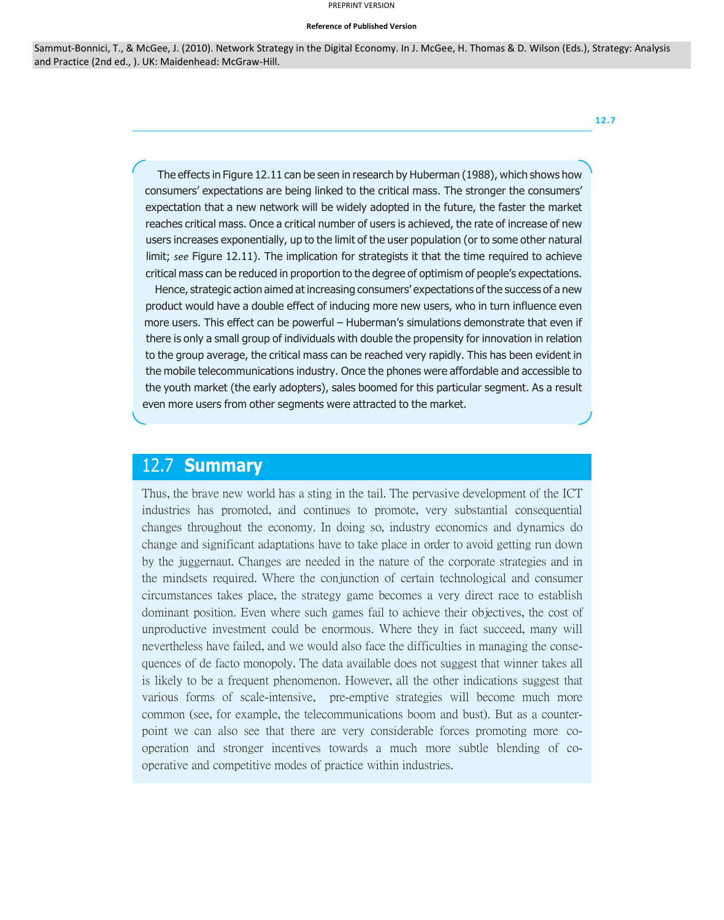PREPRINT VERSION

**Reference of Published Version**

Sammut-Bonnici, T., & McGee, J. (2010). Network Strategy in the Digital Economy. In J. McGee, H. Thomas & D. Wilson (Eds.), Strategy: Analysis and Practice (2nd ed., ). UK: Maidenhead: McGraw-Hill.

The effects in Figure 12.11 can be seen in research by Huberman (1988), which shows how consumers' expectations are being linked to the critical mass. The stronger the consumers' expectation that a new network will be widely adopted in the future, the faster the market reaches critical mass. Once a critical number of users is achieved, the rate of increase of new users increases exponentially, up to the limit of the user population (or to some other natural limit; *see* Figure 12.11). The implication for strategists it that the time required to achieve critical mass can be reduced in proportion to the degree of optimism of people's expectations.

Hence, strategic action aimed at increasing consumers' expectations of the success of a new product would have a double effect of inducing more new users, who in turn influence even more users. This effect can be powerful – Huberman's simulations demonstrate that even if there is only a small group of individuals with double the propensity for innovation in relation to the group average, the critical mass can be reached very rapidly. This has been evident in the mobile telecommunications industry. Once the phones were affordable and accessible to the youth market (the early adopters), sales boomed for this particular segment. As a result even more users from other segments were attracted to the market.

## 12.7 Summary

Thus, the brave new world has a sting in the tail. The pervasive development of the ICT industries has promoted, and continues to promote, very substantial consequential changes throughout the economy. In doing so, industry economics and dynamics do change and significant adaptations have to take place in order to avoid getting run down by the juggernaut. Changes are needed in the nature of the corporate strategies and in the mindsets required. Where the conjunction of certain technological and consumer circumstances takes place, the strategy game becomes a very direct race to establish dominant position. Even where such games fail to achieve their objectives, the cost of unproductive investment could be enormous. Where they in fact succeed, many will nevertheless have failed, and we would also face the difficulties in managing the consequences of de facto monopoly. The data available does not suggest that winner takes all is likely to be a frequent phenomenon. However, all the other indications suggest that various forms of scale-intensive, pre-emptive strategies will become much more common (see, for example, the telecommunications boom and bust). But as a counterpoint we can also see that there are very considerable forces promoting more co-operation and stronger incentives towards a much more subtle blending of co-operative and competitive modes of practice within industries.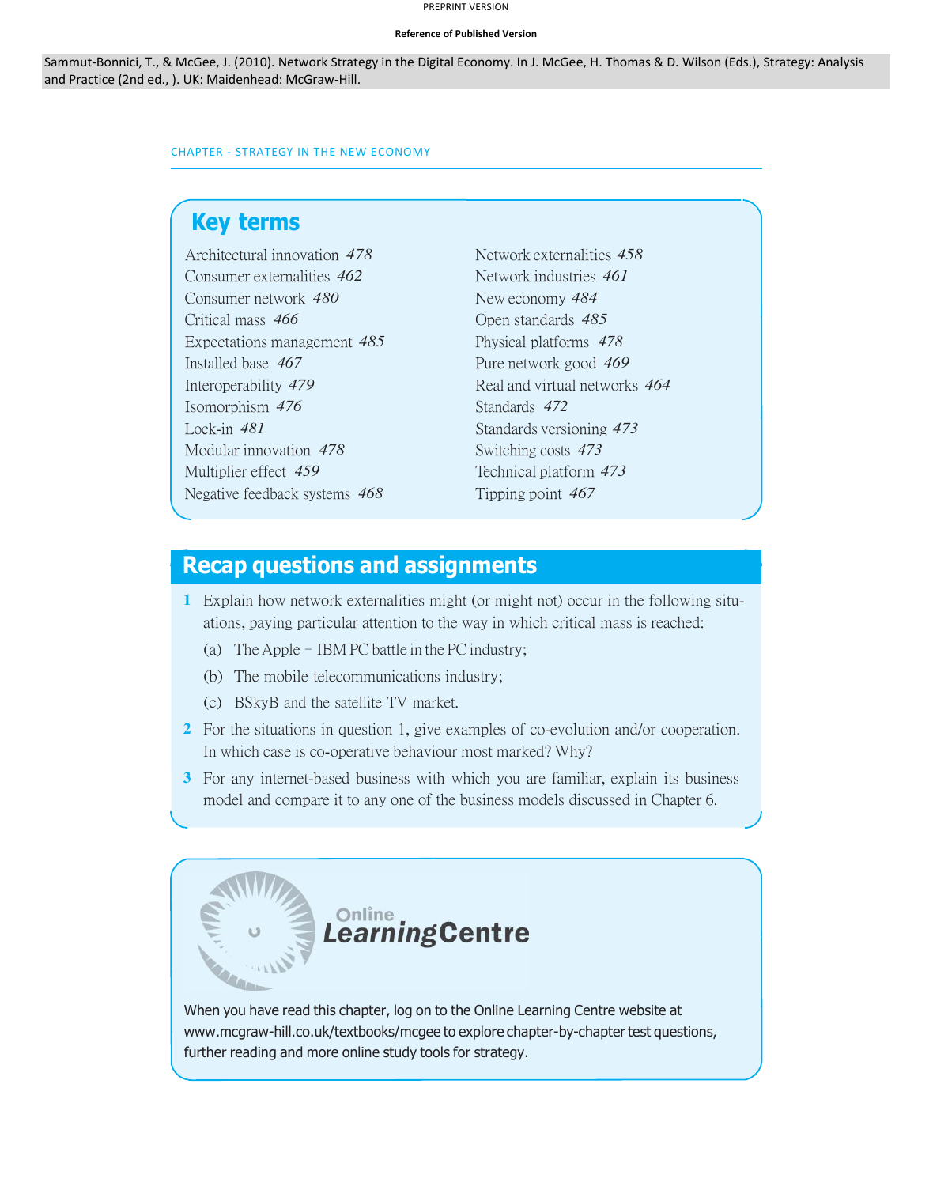PREPRINT VERSION

**Reference of Published Version**

Sammut-Bonnici, T., & McGee, J. (2010). Network Strategy in the Digital Economy. In J. McGee, H. Thomas & D. Wilson (Eds.), Strategy: Analysis and Practice (2nd ed., ). UK: Maidenhead: McGraw-Hill.

CHAPTER - STRATEGY IN THE NEW ECONOMY

## Key terms

- Architectural innovation *478*
- Consumer externalities *462*
- Consumer network *480*
- Critical mass *466*
- Expectations management *485*
- Installed base *467*
- Interoperability *479*
- Isomorphism *476*
- Lock-in *481*
- Modular innovation *478*
- Multiplier effect *459*
- Negative feedback systems *468*
- Network externalities *458*
- Network industries *461*
- New economy *484*
- Open standards *485*
- Physical platforms *478*
- Pure network good *469*
- Real and virtual networks *464*
- Standards *472*
- Standards versioning *473*
- Switching costs *473*
- Technical platform *473*
- Tipping point *467*

## Recap questions and assignments

1. Explain how network externalities might (or might not) occur in the following situations, paying particular attention to the way in which critical mass is reached:
   (a) The Apple – IBM PC battle in the PC industry;
   (b) The mobile telecommunications industry;
   (c) BSkyB and the satellite TV market.
2. For the situations in question 1, give examples of co-evolution and/or cooperation. In which case is co-operative behaviour most marked? Why?
3. For any internet-based business with which you are familiar, explain its business model and compare it to any one of the business models discussed in Chapter 6.

**Online Learning Centre**

When you have read this chapter, log on to the Online Learning Centre website at www.mcgraw-hill.co.uk/textbooks/mcgee to explore chapter-by-chapter test questions, further reading and more online study tools for strategy.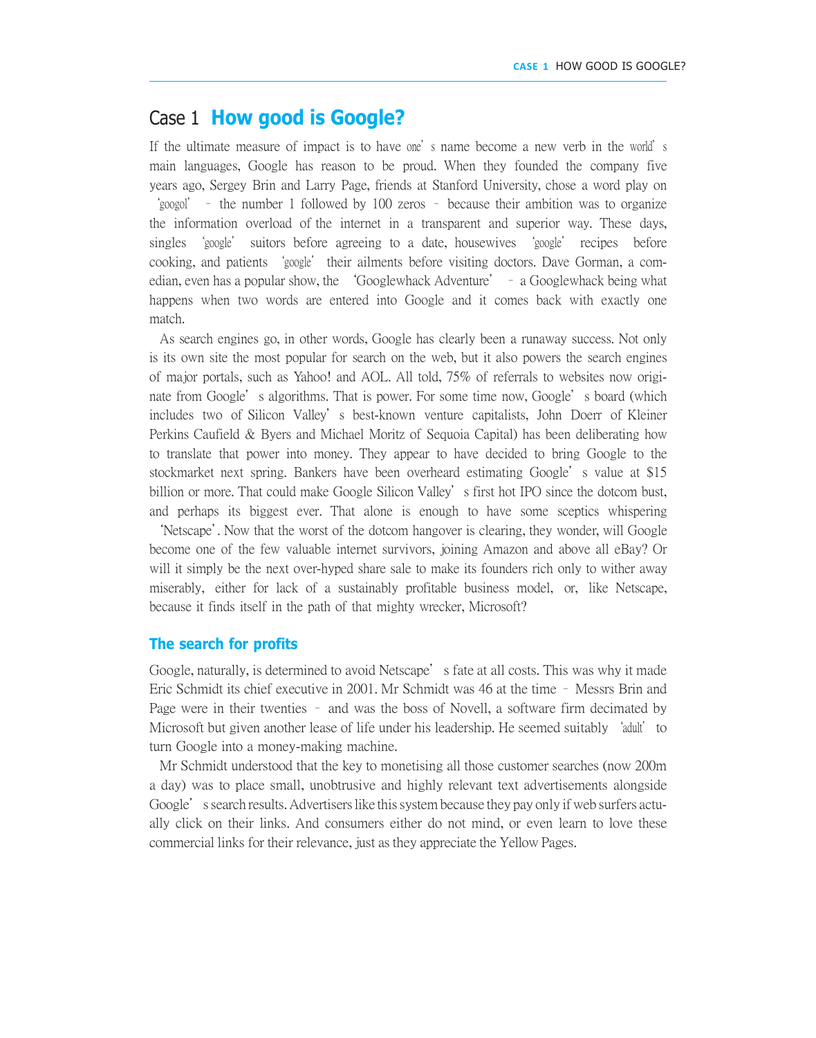# Case 1 How good is Google?

If the ultimate measure of impact is to have one's name become a new verb in the world's main languages, Google has reason to be proud. When they founded the company five years ago, Sergey Brin and Larry Page, friends at Stanford University, chose a word play on 'googol' – the number 1 followed by 100 zeros – because their ambition was to organize the information overload of the internet in a transparent and superior way. These days, singles 'google' suitors before agreeing to a date, housewives 'google' recipes before cooking, and patients 'google' their ailments before visiting doctors. Dave Gorman, a comedian, even has a popular show, the 'Googlewhack Adventure' – a Googlewhack being what happens when two words are entered into Google and it comes back with exactly one match.

As search engines go, in other words, Google has clearly been a runaway success. Not only is its own site the most popular for search on the web, but it also powers the search engines of major portals, such as Yahoo! and AOL. All told, 75% of referrals to websites now originate from Google's algorithms. That is power. For some time now, Google's board (which includes two of Silicon Valley's best-known venture capitalists, John Doerr of Kleiner Perkins Caufield & Byers and Michael Moritz of Sequoia Capital) has been deliberating how to translate that power into money. They appear to have decided to bring Google to the stockmarket next spring. Bankers have been overheard estimating Google's value at $15 billion or more. That could make Google Silicon Valley's first hot IPO since the dotcom bust, and perhaps its biggest ever. That alone is enough to have some sceptics whispering 'Netscape'. Now that the worst of the dotcom hangover is clearing, they wonder, will Google become one of the few valuable internet survivors, joining Amazon and above all eBay? Or will it simply be the next over-hyped share sale to make its founders rich only to wither away miserably, either for lack of a sustainably profitable business model, or, like Netscape, because it finds itself in the path of that mighty wrecker, Microsoft?

## The search for profits

Google, naturally, is determined to avoid Netscape's fate at all costs. This was why it made Eric Schmidt its chief executive in 2001. Mr Schmidt was 46 at the time – Messrs Brin and Page were in their twenties – and was the boss of Novell, a software firm decimated by Microsoft but given another lease of life under his leadership. He seemed suitably 'adult' to turn Google into a money-making machine.

Mr Schmidt understood that the key to monetising all those customer searches (now 200m a day) was to place small, unobtrusive and highly relevant text advertisements alongside Google's search results. Advertisers like this system because they pay only if web surfers actually click on their links. And consumers either do not mind, or even learn to love these commercial links for their relevance, just as they appreciate the Yellow Pages.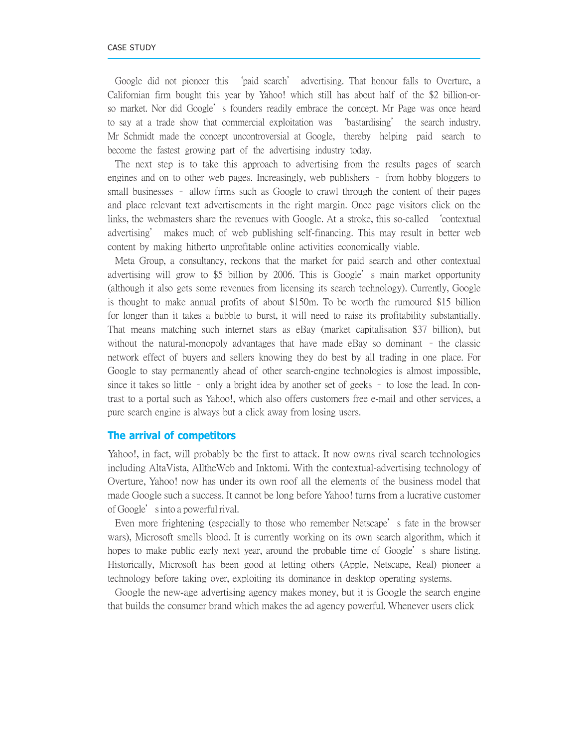Google did not pioneer this 'paid search' advertising. That honour falls to Overture, a Californian firm bought this year by Yahoo! which still has about half of the $2 billion-or-so market. Nor did Google's founders readily embrace the concept. Mr Page was once heard to say at a trade show that commercial exploitation was 'bastardising' the search industry. Mr Schmidt made the concept uncontroversial at Google, thereby helping paid search to become the fastest growing part of the advertising industry today.

The next step is to take this approach to advertising from the results pages of search engines and on to other web pages. Increasingly, web publishers – from hobby bloggers to small businesses – allow firms such as Google to crawl through the content of their pages and place relevant text advertisements in the right margin. Once page visitors click on the links, the webmasters share the revenues with Google. At a stroke, this so-called 'contextual advertising' makes much of web publishing self-financing. This may result in better web content by making hitherto unprofitable online activities economically viable.

Meta Group, a consultancy, reckons that the market for paid search and other contextual advertising will grow to $5 billion by 2006. This is Google's main market opportunity (although it also gets some revenues from licensing its search technology). Currently, Google is thought to make annual profits of about $150m. To be worth the rumoured $15 billion for longer than it takes a bubble to burst, it will need to raise its profitability substantially. That means matching such internet stars as eBay (market capitalisation $37 billion), but without the natural-monopoly advantages that have made eBay so dominant – the classic network effect of buyers and sellers knowing they do best by all trading in one place. For Google to stay permanently ahead of other search-engine technologies is almost impossible, since it takes so little – only a bright idea by another set of geeks – to lose the lead. In contrast to a portal such as Yahoo!, which also offers customers free e-mail and other services, a pure search engine is always but a click away from losing users.

## The arrival of competitors

Yahoo!, in fact, will probably be the first to attack. It now owns rival search technologies including AltaVista, AlltheWeb and Inktomi. With the contextual-advertising technology of Overture, Yahoo! now has under its own roof all the elements of the business model that made Google such a success. It cannot be long before Yahoo! turns from a lucrative customer of Google's into a powerful rival.

Even more frightening (especially to those who remember Netscape's fate in the browser wars), Microsoft smells blood. It is currently working on its own search algorithm, which it hopes to make public early next year, around the probable time of Google's share listing. Historically, Microsoft has been good at letting others (Apple, Netscape, Real) pioneer a technology before taking over, exploiting its dominance in desktop operating systems.

Google the new-age advertising agency makes money, but it is Google the search engine that builds the consumer brand which makes the ad agency powerful. Whenever users click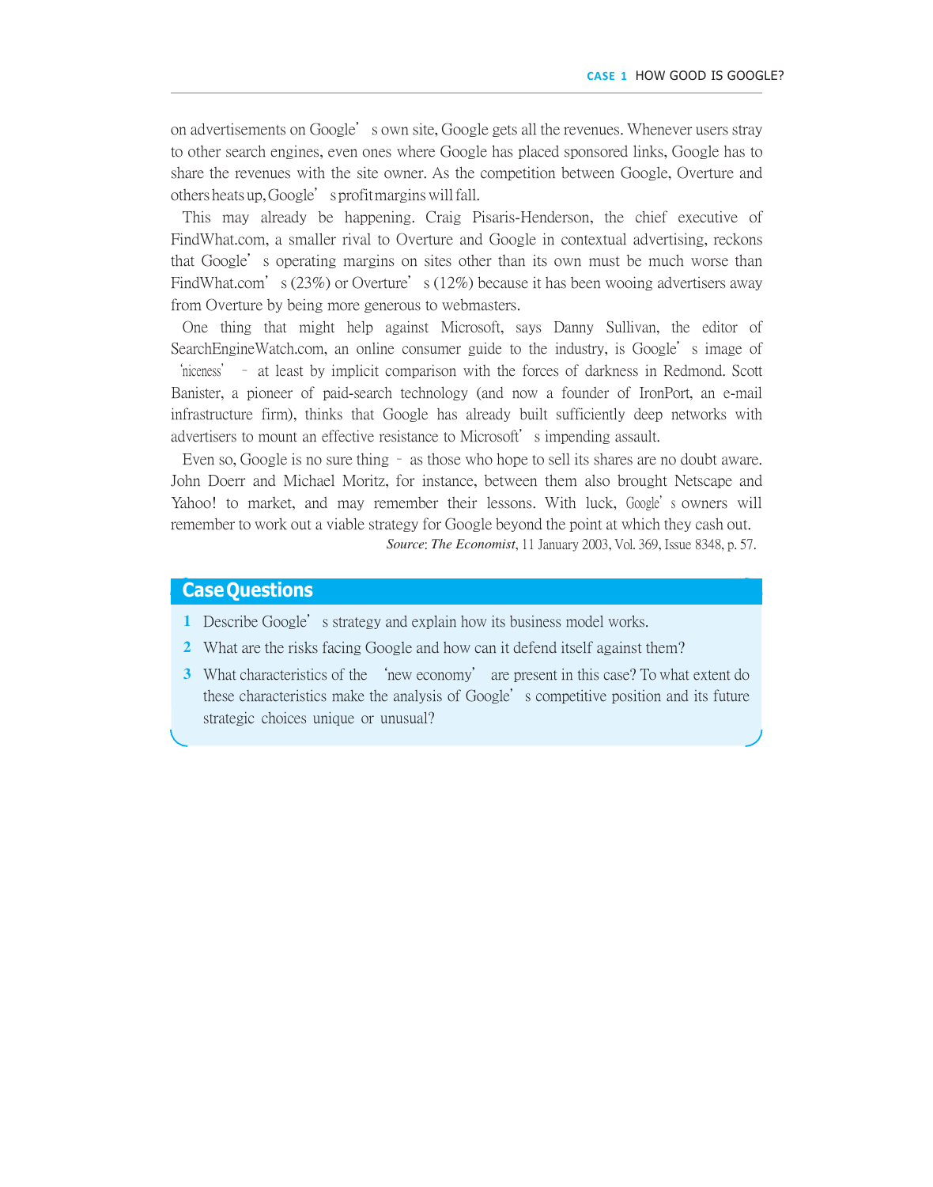on advertisements on Google's own site, Google gets all the revenues. Whenever users stray to other search engines, even ones where Google has placed sponsored links, Google has to share the revenues with the site owner. As the competition between Google, Overture and others heats up, Google's profit margins will fall.

This may already be happening. Craig Pisaris-Henderson, the chief executive of FindWhat.com, a smaller rival to Overture and Google in contextual advertising, reckons that Google's operating margins on sites other than its own must be much worse than FindWhat.com's (23%) or Overture's (12%) because it has been wooing advertisers away from Overture by being more generous to webmasters.

One thing that might help against Microsoft, says Danny Sullivan, the editor of SearchEngineWatch.com, an online consumer guide to the industry, is Google's image of 'niceness' – at least by implicit comparison with the forces of darkness in Redmond. Scott Banister, a pioneer of paid-search technology (and now a founder of IronPort, an e-mail infrastructure firm), thinks that Google has already built sufficiently deep networks with advertisers to mount an effective resistance to Microsoft's impending assault.

Even so, Google is no sure thing – as those who hope to sell its shares are no doubt aware. John Doerr and Michael Moritz, for instance, between them also brought Netscape and Yahoo! to market, and may remember their lessons. With luck, Google's owners will remember to work out a viable strategy for Google beyond the point at which they cash out.

*Source*: *The Economist*, 11 January 2003, Vol. 369, Issue 8348, p. 57.

## Case Questions

1. Describe Google's strategy and explain how its business model works.
2. What are the risks facing Google and how can it defend itself against them?
3. What characteristics of the 'new economy' are present in this case? To what extent do these characteristics make the analysis of Google's competitive position and its future strategic choices unique or unusual?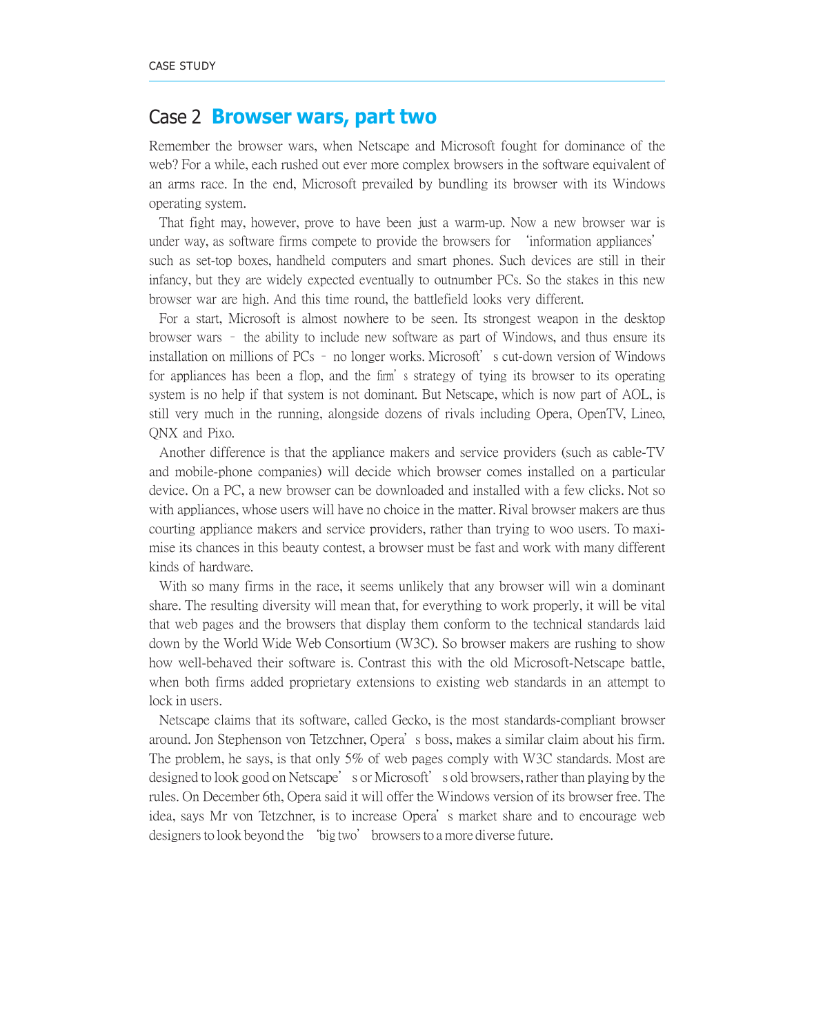## Case 2 Browser wars, part two

Remember the browser wars, when Netscape and Microsoft fought for dominance of the web? For a while, each rushed out ever more complex browsers in the software equivalent of an arms race. In the end, Microsoft prevailed by bundling its browser with its Windows operating system.

That fight may, however, prove to have been just a warm-up. Now a new browser war is under way, as software firms compete to provide the browsers for 'information appliances' such as set-top boxes, handheld computers and smart phones. Such devices are still in their infancy, but they are widely expected eventually to outnumber PCs. So the stakes in this new browser war are high. And this time round, the battlefield looks very different.

For a start, Microsoft is almost nowhere to be seen. Its strongest weapon in the desktop browser wars – the ability to include new software as part of Windows, and thus ensure its installation on millions of PCs – no longer works. Microsoft's cut-down version of Windows for appliances has been a flop, and the firm's strategy of tying its browser to its operating system is no help if that system is not dominant. But Netscape, which is now part of AOL, is still very much in the running, alongside dozens of rivals including Opera, OpenTV, Lineo, QNX and Pixo.

Another difference is that the appliance makers and service providers (such as cable-TV and mobile-phone companies) will decide which browser comes installed on a particular device. On a PC, a new browser can be downloaded and installed with a few clicks. Not so with appliances, whose users will have no choice in the matter. Rival browser makers are thus courting appliance makers and service providers, rather than trying to woo users. To maximise its chances in this beauty contest, a browser must be fast and work with many different kinds of hardware.

With so many firms in the race, it seems unlikely that any browser will win a dominant share. The resulting diversity will mean that, for everything to work properly, it will be vital that web pages and the browsers that display them conform to the technical standards laid down by the World Wide Web Consortium (W3C). So browser makers are rushing to show how well-behaved their software is. Contrast this with the old Microsoft-Netscape battle, when both firms added proprietary extensions to existing web standards in an attempt to lock in users.

Netscape claims that its software, called Gecko, is the most standards-compliant browser around. Jon Stephenson von Tetzchner, Opera's boss, makes a similar claim about his firm. The problem, he says, is that only 5% of web pages comply with W3C standards. Most are designed to look good on Netscape's or Microsoft's old browsers, rather than playing by the rules. On December 6th, Opera said it will offer the Windows version of its browser free. The idea, says Mr von Tetzchner, is to increase Opera's market share and to encourage web designers to look beyond the 'big two' browsers to a more diverse future.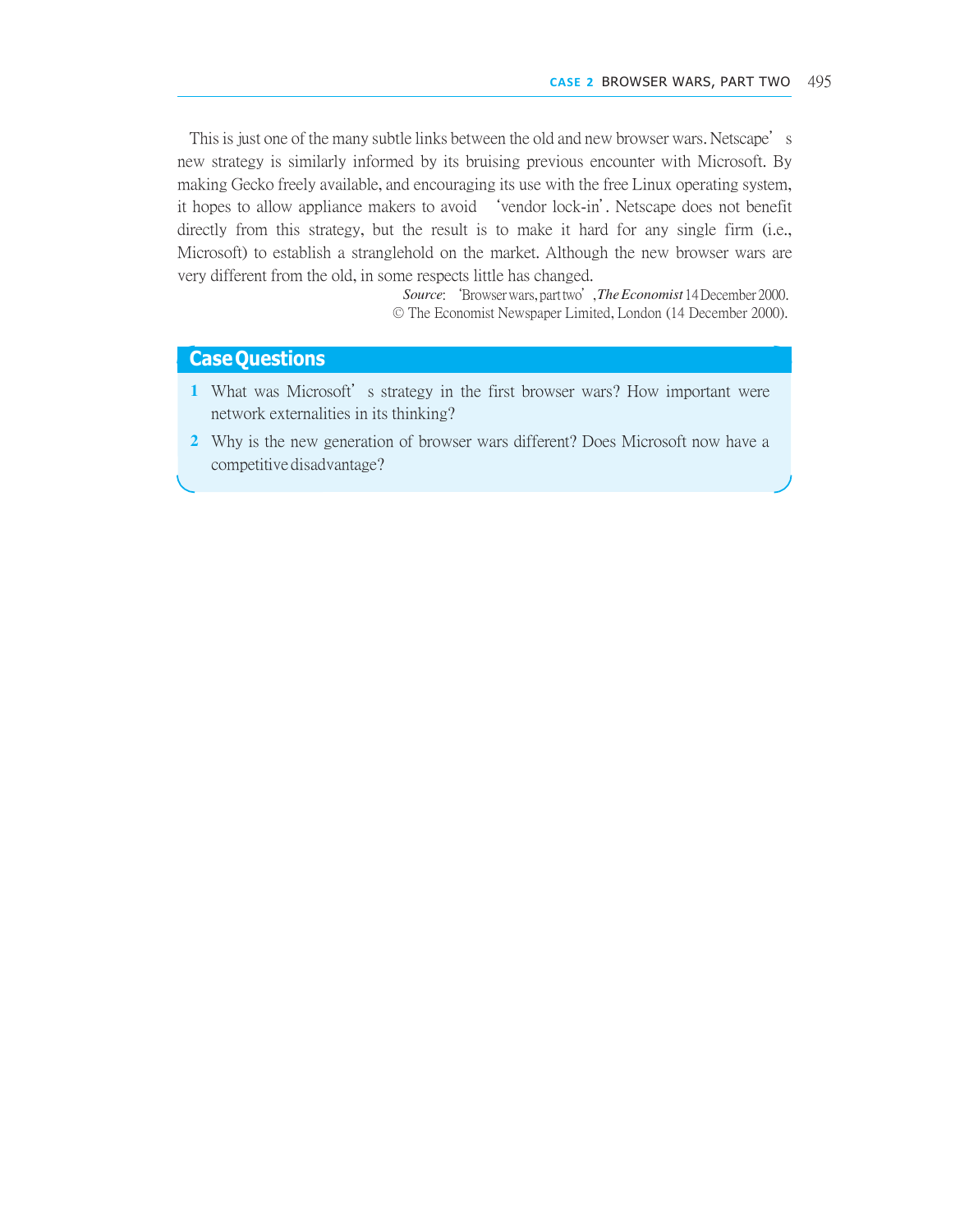This is just one of the many subtle links between the old and new browser wars. Netscape's new strategy is similarly informed by its bruising previous encounter with Microsoft. By making Gecko freely available, and encouraging its use with the free Linux operating system, it hopes to allow appliance makers to avoid 'vendor lock-in'. Netscape does not benefit directly from this strategy, but the result is to make it hard for any single firm (i.e., Microsoft) to establish a stranglehold on the market. Although the new browser wars are very different from the old, in some respects little has changed.

*Source*: 'Browser wars, part two', *The Economist* 14 December 2000.
© The Economist Newspaper Limited, London (14 December 2000).

## Case Questions

1. What was Microsoft's strategy in the first browser wars? How important were network externalities in its thinking?
2. Why is the new generation of browser wars different? Does Microsoft now have a competitive disadvantage?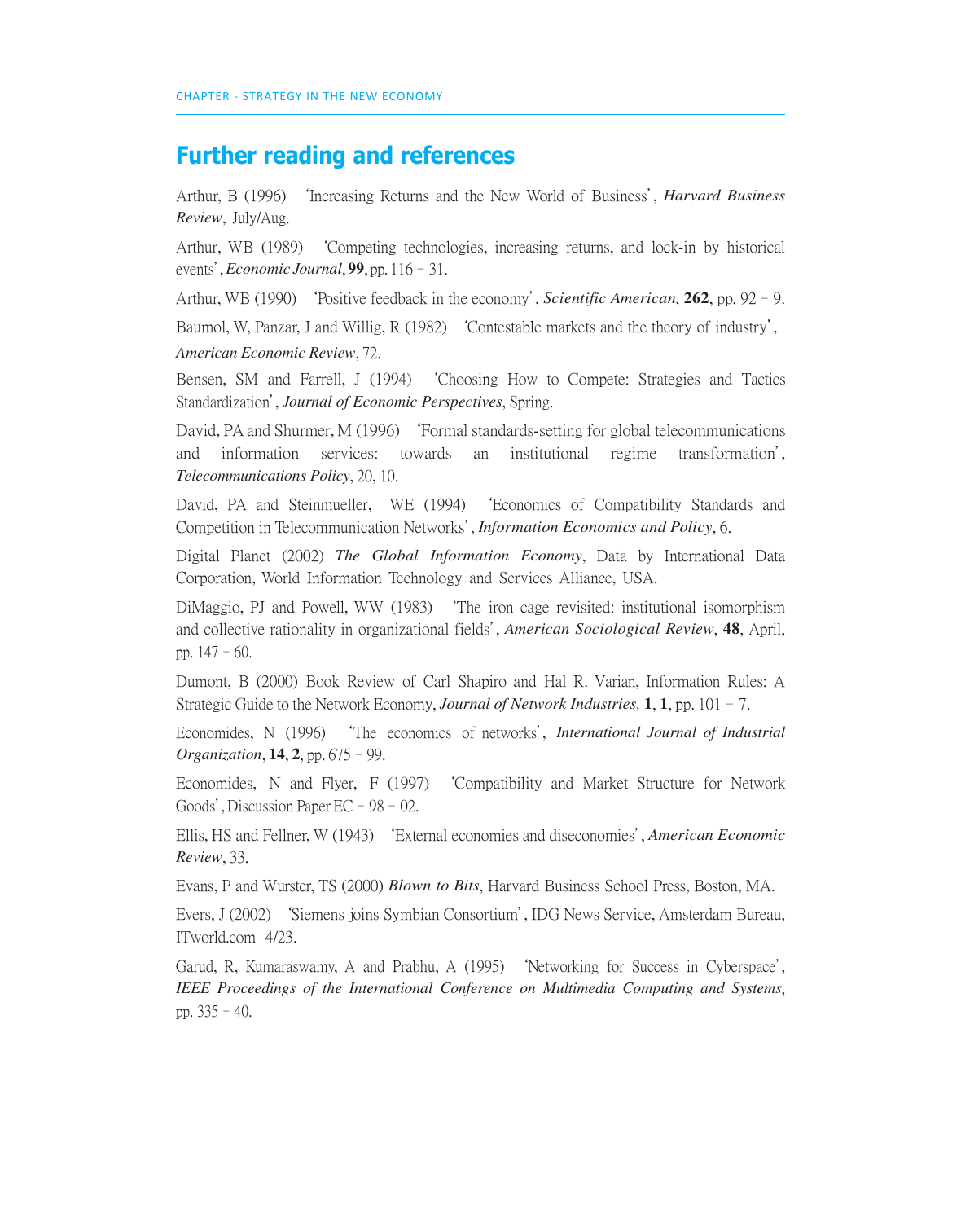## Further reading and references

Arthur, B (1996) 'Increasing Returns and the New World of Business', ***Harvard Business Review***, July/Aug.

Arthur, WB (1989) 'Competing technologies, increasing returns, and lock-in by historical events', ***Economic Journal***, **99**, pp. 116 – 31.

Arthur, WB (1990) 'Positive feedback in the economy', ***Scientific American***, **262**, pp. 92 – 9.

Baumol, W, Panzar, J and Willig, R (1982) 'Contestable markets and the theory of industry', ***American Economic Review***, 72.

Bensen, SM and Farrell, J (1994) 'Choosing How to Compete: Strategies and Tactics Standardization', ***Journal of Economic Perspectives***, Spring.

David, PA and Shurmer, M (1996) 'Formal standards-setting for global telecommunications and information services: towards an institutional regime transformation', ***Telecommunications Policy***, 20, 10.

David, PA and Steinmueller, WE (1994) 'Economics of Compatibility Standards and Competition in Telecommunication Networks', ***Information Economics and Policy***, 6.

Digital Planet (2002) ***The Global Information Economy***, Data by International Data Corporation, World Information Technology and Services Alliance, USA.

DiMaggio, PJ and Powell, WW (1983) 'The iron cage revisited: institutional isomorphism and collective rationality in organizational fields', ***American Sociological Review***, **48**, April, pp. 147 – 60.

Dumont, B (2000) Book Review of Carl Shapiro and Hal R. Varian, Information Rules: A Strategic Guide to the Network Economy, ***Journal of Network Industries,*** **1**, **1**, pp. 101 – 7.

Economides, N (1996) 'The economics of networks', ***International Journal of Industrial Organization***, **14**, **2**, pp. 675 – 99.

Economides, N and Flyer, F (1997) 'Compatibility and Market Structure for Network Goods', Discussion Paper EC – 98 – 02.

Ellis, HS and Fellner, W (1943) 'External economies and diseconomies', ***American Economic Review***, 33.

Evans, P and Wurster, TS (2000) ***Blown to Bits***, Harvard Business School Press, Boston, MA.

Evers, J (2002) 'Siemens joins Symbian Consortium', IDG News Service, Amsterdam Bureau, ITworld.com 4/23.

Garud, R, Kumaraswamy, A and Prabhu, A (1995) 'Networking for Success in Cyberspace', ***IEEE Proceedings of the International Conference on Multimedia Computing and Systems***, pp. 335 – 40.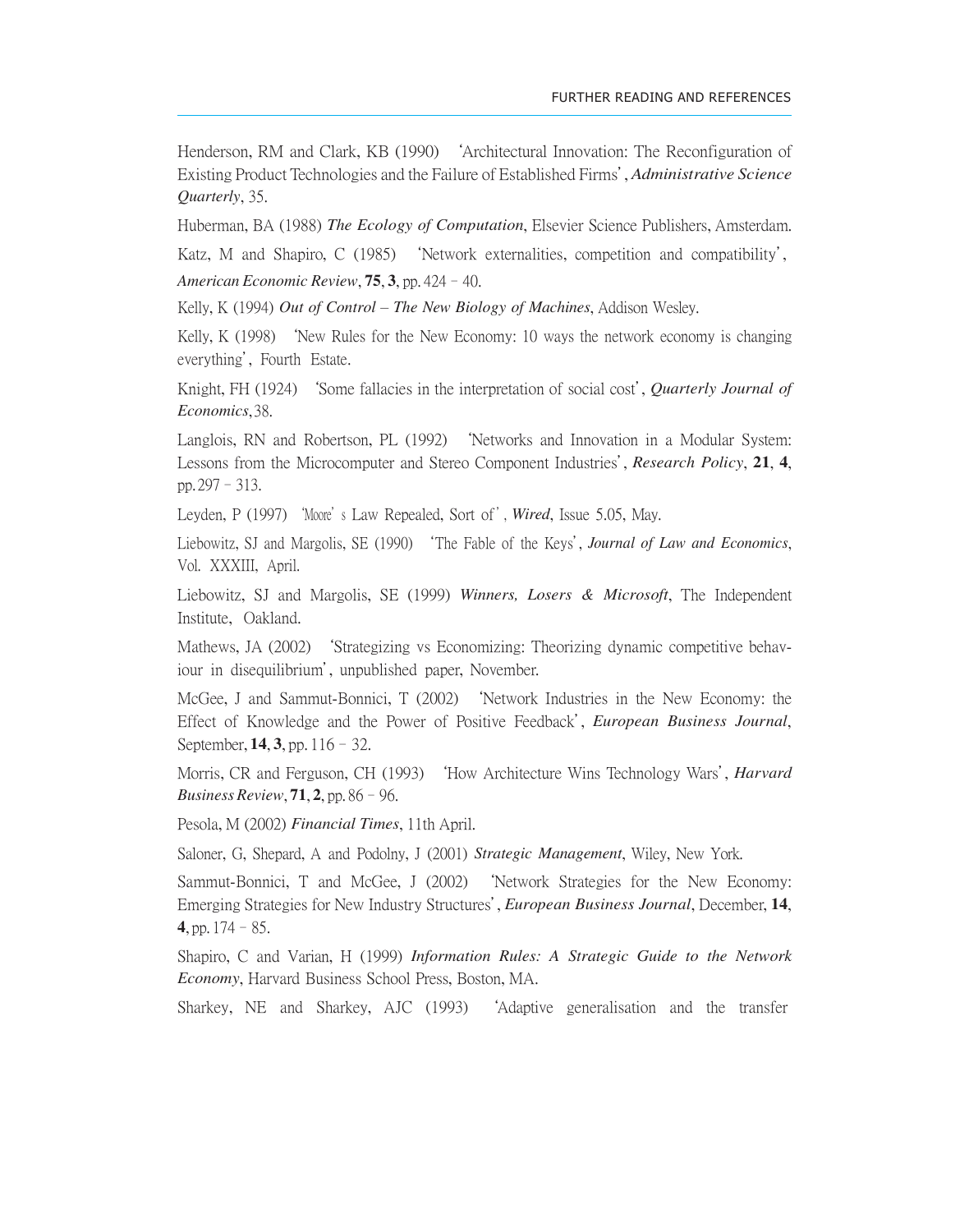Henderson, RM and Clark, KB (1990) 'Architectural Innovation: The Reconfiguration of Existing Product Technologies and the Failure of Established Firms', ***Administrative Science Quarterly***, 35.

Huberman, BA (1988) ***The Ecology of Computation***, Elsevier Science Publishers, Amsterdam.

Katz, M and Shapiro, C (1985) 'Network externalities, competition and compatibility', *American Economic Review*, **75**, **3**, pp. 424 – 40.

Kelly, K (1994) ***Out of Control – The New Biology of Machines***, Addison Wesley.

Kelly, K (1998) 'New Rules for the New Economy: 10 ways the network economy is changing everything', Fourth Estate.

Knight, FH (1924) 'Some fallacies in the interpretation of social cost', ***Quarterly Journal of Economics***, 38.

Langlois, RN and Robertson, PL (1992) 'Networks and Innovation in a Modular System: Lessons from the Microcomputer and Stereo Component Industries', ***Research Policy***, **21**, **4**, pp. 297 – 313.

Leyden, P (1997) 'Moore's Law Repealed, Sort of', ***Wired***, Issue 5.05, May.

Liebowitz, SJ and Margolis, SE (1990) 'The Fable of the Keys', ***Journal of Law and Economics***, Vol. XXXIII, April.

Liebowitz, SJ and Margolis, SE (1999) ***Winners, Losers & Microsoft***, The Independent Institute, Oakland.

Mathews, JA (2002) 'Strategizing vs Economizing: Theorizing dynamic competitive behaviour in disequilibrium', unpublished paper, November.

McGee, J and Sammut-Bonnici, T (2002) 'Network Industries in the New Economy: the Effect of Knowledge and the Power of Positive Feedback', ***European Business Journal***, September, **14**, **3**, pp. 116 – 32.

Morris, CR and Ferguson, CH (1993) 'How Architecture Wins Technology Wars', ***Harvard Business Review***, **71**, **2**, pp. 86 – 96.

Pesola, M (2002) ***Financial Times***, 11th April.

Saloner, G, Shepard, A and Podolny, J (2001) ***Strategic Management***, Wiley, New York.

Sammut-Bonnici, T and McGee, J (2002) 'Network Strategies for the New Economy: Emerging Strategies for New Industry Structures', ***European Business Journal***, December, **14**, **4**, pp. 174 – 85.

Shapiro, C and Varian, H (1999) ***Information Rules: A Strategic Guide to the Network Economy***, Harvard Business School Press, Boston, MA.

Sharkey, NE and Sharkey, AJC (1993) 'Adaptive generalisation and the transfer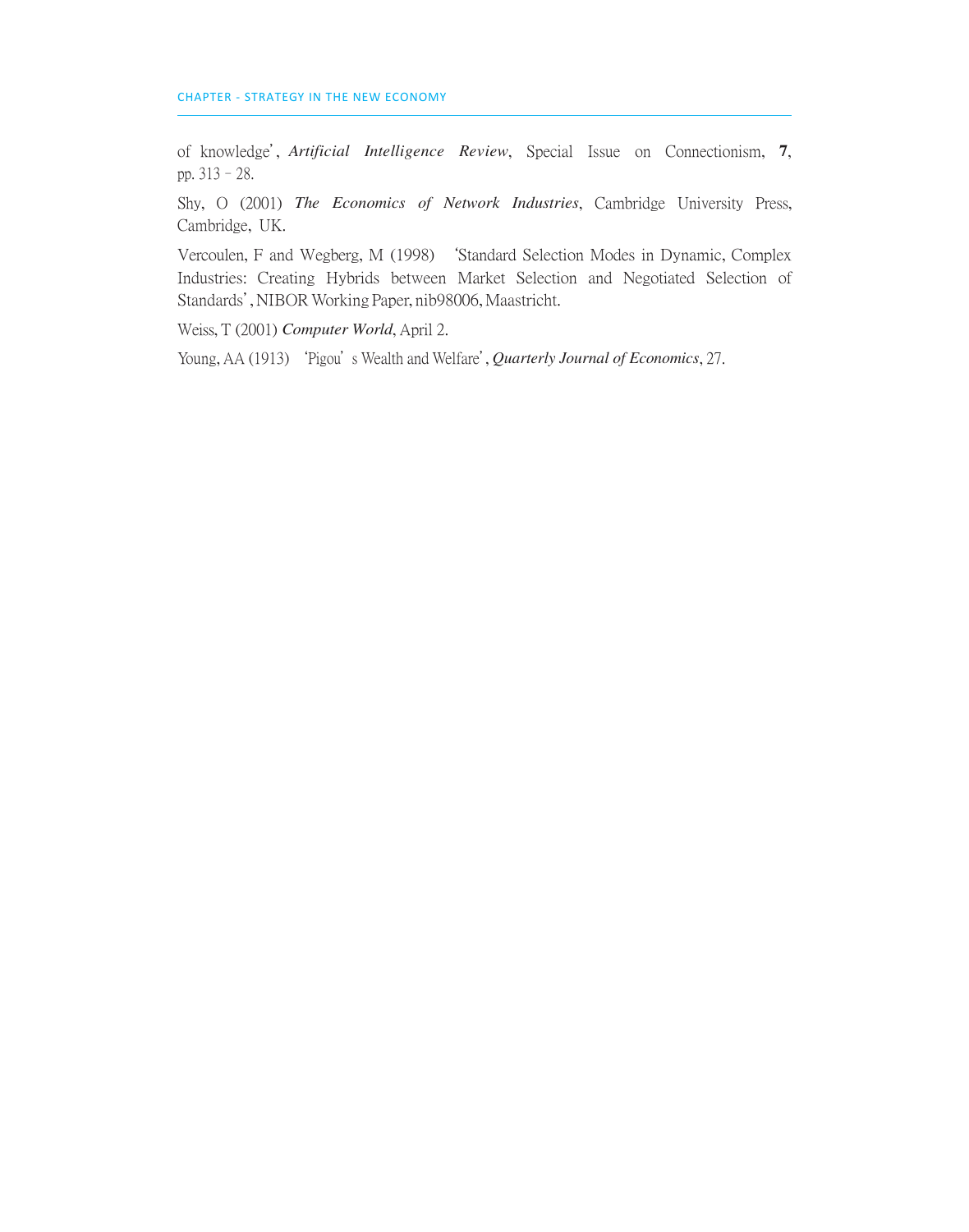of knowledge', *Artificial Intelligence Review*, Special Issue on Connectionism, **7**, pp. 313 – 28.

Shy, O (2001) *The Economics of Network Industries*, Cambridge University Press, Cambridge, UK.

Vercoulen, F and Wegberg, M (1998) 'Standard Selection Modes in Dynamic, Complex Industries: Creating Hybrids between Market Selection and Negotiated Selection of Standards', NIBOR Working Paper, nib98006, Maastricht.

Weiss, T (2001) *Computer World*, April 2.

Young, AA (1913) 'Pigou's Wealth and Welfare', *Quarterly Journal of Economics*, 27.